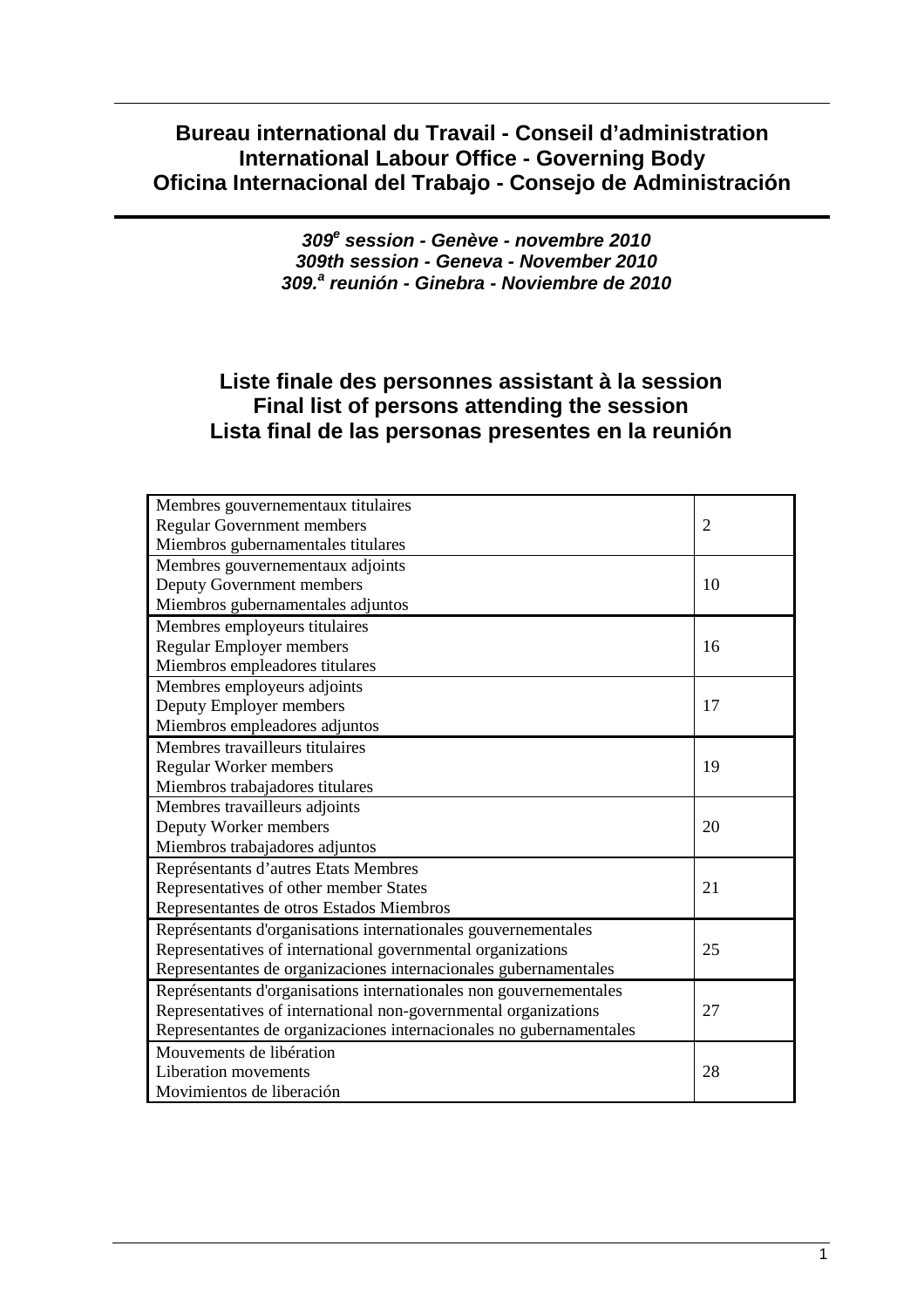## Bureau international du Travail - Conseil d'administration
## International Labour Office - Governing Body
## Oficina Internacional del Trabajo - Consejo de Administración

***309e session - Genève - novembre 2010***
***309th session - Geneva - November 2010***
***309.a reunión - Ginebra - Noviembre de 2010***

# Liste finale des personnes assistant à la session
# Final list of persons attending the session
# Lista final de las personas presentes en la reunión

| | |
|---|---|
| Membres gouvernementaux titulaires<br>Regular Government members<br>Miembros gubernamentales titulares | 2 |
| Membres gouvernementaux adjoints<br>Deputy Government members<br>Miembros gubernamentales adjuntos | 10 |
| Membres employeurs titulaires<br>Regular Employer members<br>Miembros empleadores titulares | 16 |
| Membres employeurs adjoints<br>Deputy Employer members<br>Miembros empleadores adjuntos | 17 |
| Membres travailleurs titulaires<br>Regular Worker members<br>Miembros trabajadores titulares | 19 |
| Membres travailleurs adjoints<br>Deputy Worker members<br>Miembros trabajadores adjuntos | 20 |
| Représentants d'autres Etats Membres<br>Representatives of other member States<br>Representantes de otros Estados Miembros | 21 |
| Représentants d'organisations internationales gouvernementales<br>Representatives of international governmental organizations<br>Representantes de organizaciones internacionales gubernamentales | 25 |
| Représentants d'organisations internationales non gouvernementales<br>Representatives of international non-governmental organizations<br>Representantes de organizaciones internacionales no gubernamentales | 27 |
| Mouvements de libération<br>Liberation movements<br>Movimientos de liberación | 28 |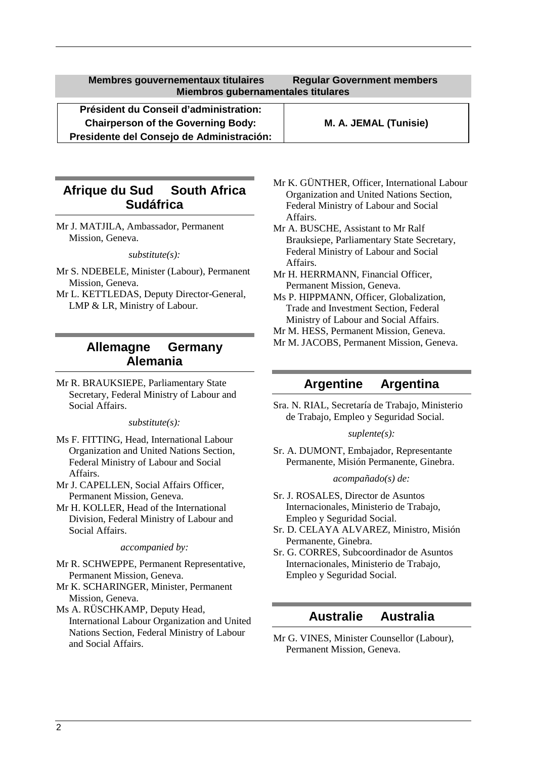## Membres gouvernementaux titulaires Regular Government members Miembros gubernamentales titulares

| Président du Conseil d'administration: Chairperson of the Governing Body: Presidente del Consejo de Administración: | M. A. JEMAL (Tunisie) |
|---|---|

### Afrique du Sud South Africa Sudáfrica

Mr J. MATJILA, Ambassador, Permanent Mission, Geneva.

*substitute(s):*

Mr S. NDEBELE, Minister (Labour), Permanent Mission, Geneva.

Mr L. KETTLEDAS, Deputy Director-General, LMP & LR, Ministry of Labour.

### Allemagne Germany Alemania

Mr R. BRAUKSIEPE, Parliamentary State Secretary, Federal Ministry of Labour and Social Affairs.

*substitute(s):*

Ms F. FITTING, Head, International Labour Organization and United Nations Section, Federal Ministry of Labour and Social Affairs.

Mr J. CAPELLEN, Social Affairs Officer, Permanent Mission, Geneva.

Mr H. KOLLER, Head of the International Division, Federal Ministry of Labour and Social Affairs.

*accompanied by:*

Mr R. SCHWEPPE, Permanent Representative, Permanent Mission, Geneva.

Mr K. SCHARINGER, Minister, Permanent Mission, Geneva.

Ms A. RÜSCHKAMP, Deputy Head, International Labour Organization and United Nations Section, Federal Ministry of Labour and Social Affairs.

Mr K. GÜNTHER, Officer, International Labour Organization and United Nations Section, Federal Ministry of Labour and Social Affairs.

Mr A. BUSCHE, Assistant to Mr Ralf Brauksiepe, Parliamentary State Secretary, Federal Ministry of Labour and Social Affairs.

Mr H. HERRMANN, Financial Officer, Permanent Mission, Geneva.

Ms P. HIPPMANN, Officer, Globalization, Trade and Investment Section, Federal Ministry of Labour and Social Affairs.

Mr M. HESS, Permanent Mission, Geneva.

Mr M. JACOBS, Permanent Mission, Geneva.

### Argentine Argentina

Sra. N. RIAL, Secretaría de Trabajo, Ministerio de Trabajo, Empleo y Seguridad Social.

*suplente(s):*

Sr. A. DUMONT, Embajador, Representante Permanente, Misión Permanente, Ginebra.

*acompañado(s) de:*

Sr. J. ROSALES, Director de Asuntos Internacionales, Ministerio de Trabajo, Empleo y Seguridad Social.

Sr. D. CELAYA ALVAREZ, Ministro, Misión Permanente, Ginebra.

Sr. G. CORRES, Subcoordinador de Asuntos Internacionales, Ministerio de Trabajo, Empleo y Seguridad Social.

### Australie Australia

Mr G. VINES, Minister Counsellor (Labour), Permanent Mission, Geneva.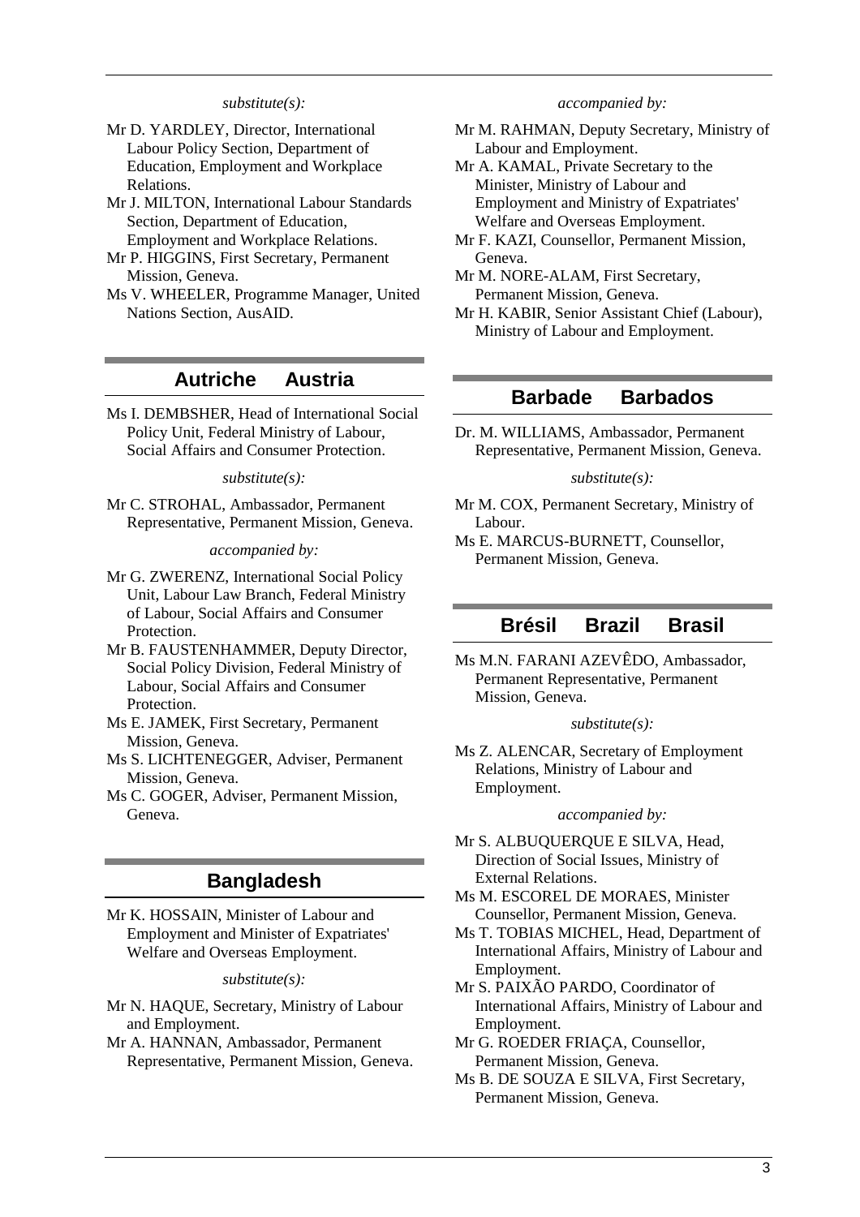*substitute(s):*

Mr D. YARDLEY, Director, International Labour Policy Section, Department of Education, Employment and Workplace Relations.

Mr J. MILTON, International Labour Standards Section, Department of Education, Employment and Workplace Relations.

Mr P. HIGGINS, First Secretary, Permanent Mission, Geneva.

Ms V. WHEELER, Programme Manager, United Nations Section, AusAID.

## Autriche Austria

Ms I. DEMBSHER, Head of International Social Policy Unit, Federal Ministry of Labour, Social Affairs and Consumer Protection.

*substitute(s):*

Mr C. STROHAL, Ambassador, Permanent Representative, Permanent Mission, Geneva.

*accompanied by:*

Mr G. ZWERENZ, International Social Policy Unit, Labour Law Branch, Federal Ministry of Labour, Social Affairs and Consumer Protection.

Mr B. FAUSTENHAMMER, Deputy Director, Social Policy Division, Federal Ministry of Labour, Social Affairs and Consumer Protection.

Ms E. JAMEK, First Secretary, Permanent Mission, Geneva.

Ms S. LICHTENEGGER, Adviser, Permanent Mission, Geneva.

Ms C. GOGER, Adviser, Permanent Mission, Geneva.

## Bangladesh

Mr K. HOSSAIN, Minister of Labour and Employment and Minister of Expatriates' Welfare and Overseas Employment.

*substitute(s):*

Mr N. HAQUE, Secretary, Ministry of Labour and Employment.

Mr A. HANNAN, Ambassador, Permanent Representative, Permanent Mission, Geneva.

*accompanied by:*

Mr M. RAHMAN, Deputy Secretary, Ministry of Labour and Employment.

Mr A. KAMAL, Private Secretary to the Minister, Ministry of Labour and Employment and Ministry of Expatriates' Welfare and Overseas Employment.

Mr F. KAZI, Counsellor, Permanent Mission, Geneva.

Mr M. NORE-ALAM, First Secretary, Permanent Mission, Geneva.

Mr H. KABIR, Senior Assistant Chief (Labour), Ministry of Labour and Employment.

## Barbade Barbados

Dr. M. WILLIAMS, Ambassador, Permanent Representative, Permanent Mission, Geneva.

*substitute(s):*

Mr M. COX, Permanent Secretary, Ministry of Labour.

Ms E. MARCUS-BURNETT, Counsellor, Permanent Mission, Geneva.

## Brésil Brazil Brasil

Ms M.N. FARANI AZEVÊDO, Ambassador, Permanent Representative, Permanent Mission, Geneva.

*substitute(s):*

Ms Z. ALENCAR, Secretary of Employment Relations, Ministry of Labour and Employment.

*accompanied by:*

Mr S. ALBUQUERQUE E SILVA, Head, Direction of Social Issues, Ministry of External Relations.

Ms M. ESCOREL DE MORAES, Minister Counsellor, Permanent Mission, Geneva.

Ms T. TOBIAS MICHEL, Head, Department of International Affairs, Ministry of Labour and Employment.

Mr S. PAIXÃO PARDO, Coordinator of International Affairs, Ministry of Labour and Employment.

Mr G. ROEDER FRIAÇA, Counsellor, Permanent Mission, Geneva.

Ms B. DE SOUZA E SILVA, First Secretary, Permanent Mission, Geneva.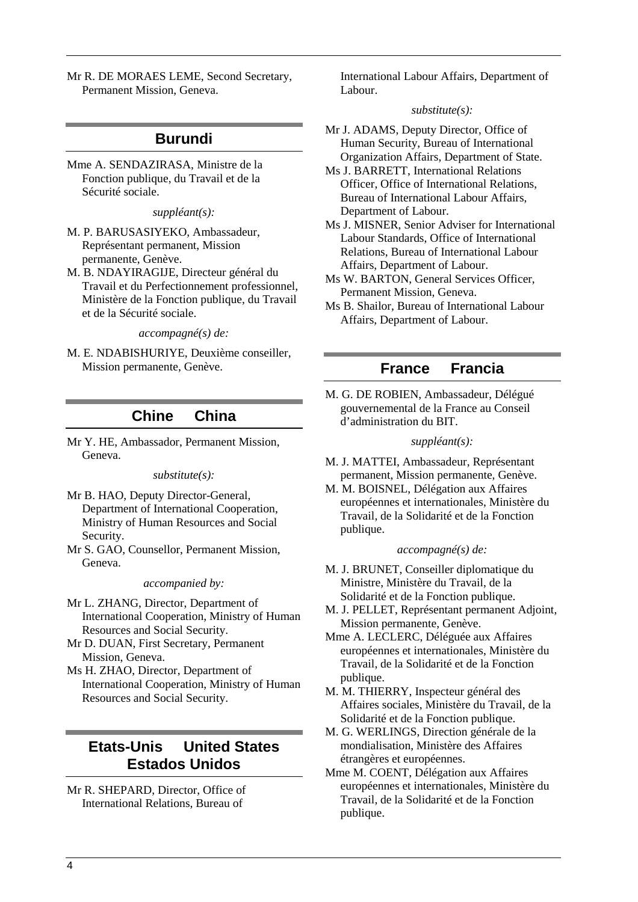Mr R. DE MORAES LEME, Second Secretary, Permanent Mission, Geneva.

## Burundi

Mme A. SENDAZIRASA, Ministre de la Fonction publique, du Travail et de la Sécurité sociale.

*suppléant(s):*

M. P. BARUSASIYEKO, Ambassadeur, Représentant permanent, Mission permanente, Genève.

M. B. NDAYIRAGIJE, Directeur général du Travail et du Perfectionnement professionnel, Ministère de la Fonction publique, du Travail et de la Sécurité sociale.

*accompagné(s) de:*

M. E. NDABISHURIYE, Deuxième conseiller, Mission permanente, Genève.

## Chine     China

Mr Y. HE, Ambassador, Permanent Mission, Geneva.

*substitute(s):*

Mr B. HAO, Deputy Director-General, Department of International Cooperation, Ministry of Human Resources and Social Security.

Mr S. GAO, Counsellor, Permanent Mission, Geneva.

*accompanied by:*

Mr L. ZHANG, Director, Department of International Cooperation, Ministry of Human Resources and Social Security.

Mr D. DUAN, First Secretary, Permanent Mission, Geneva.

Ms H. ZHAO, Director, Department of International Cooperation, Ministry of Human Resources and Social Security.

## Etats-Unis     United States Estados Unidos

Mr R. SHEPARD, Director, Office of International Relations, Bureau of International Labour Affairs, Department of Labour.

*substitute(s):*

Mr J. ADAMS, Deputy Director, Office of Human Security, Bureau of International Organization Affairs, Department of State.

Ms J. BARRETT, International Relations Officer, Office of International Relations, Bureau of International Labour Affairs, Department of Labour.

Ms J. MISNER, Senior Adviser for International Labour Standards, Office of International Relations, Bureau of International Labour Affairs, Department of Labour.

Ms W. BARTON, General Services Officer, Permanent Mission, Geneva.

Ms B. Shailor, Bureau of International Labour Affairs, Department of Labour.

## France     Francia

M. G. DE ROBIEN, Ambassadeur, Délégué gouvernemental de la France au Conseil d'administration du BIT.

*suppléant(s):*

M. J. MATTEI, Ambassadeur, Représentant permanent, Mission permanente, Genève.

M. M. BOISNEL, Délégation aux Affaires européennes et internationales, Ministère du Travail, de la Solidarité et de la Fonction publique.

*accompagné(s) de:*

M. J. BRUNET, Conseiller diplomatique du Ministre, Ministère du Travail, de la Solidarité et de la Fonction publique.

M. J. PELLET, Représentant permanent Adjoint, Mission permanente, Genève.

Mme A. LECLERC, Déléguée aux Affaires européennes et internationales, Ministère du Travail, de la Solidarité et de la Fonction publique.

M. M. THIERRY, Inspecteur général des Affaires sociales, Ministère du Travail, de la Solidarité et de la Fonction publique.

M. G. WERLINGS, Direction générale de la mondialisation, Ministère des Affaires étrangères et européennes.

Mme M. COENT, Délégation aux Affaires européennes et internationales, Ministère du Travail, de la Solidarité et de la Fonction publique.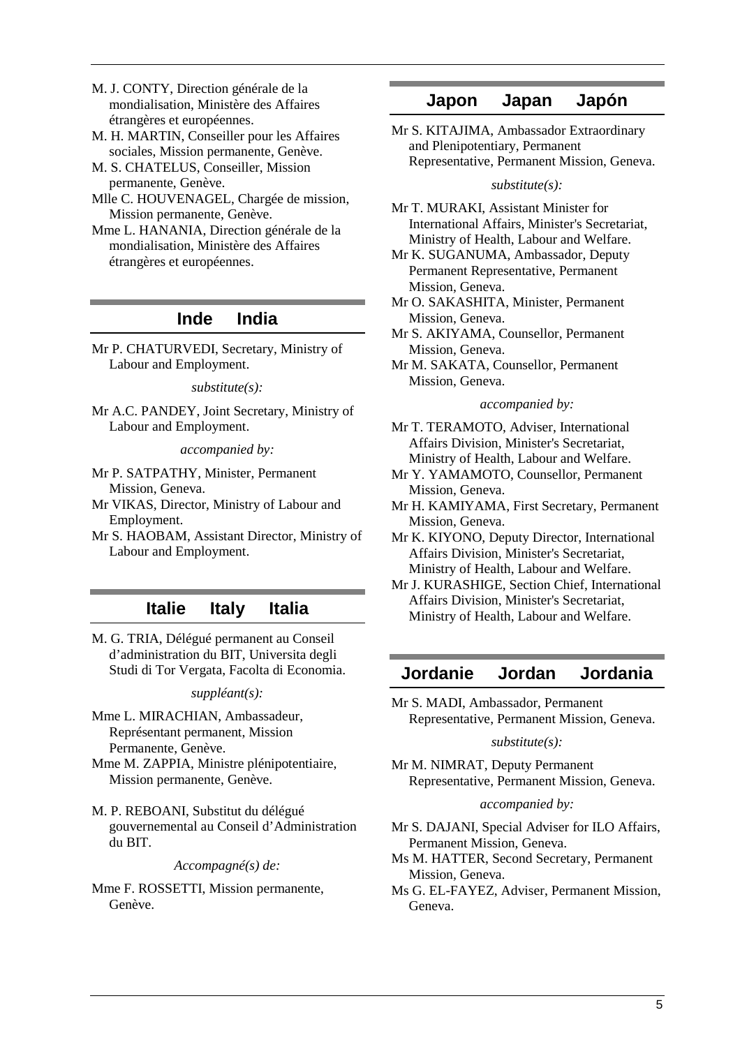M. J. CONTY, Direction générale de la mondialisation, Ministère des Affaires étrangères et européennes.

M. H. MARTIN, Conseiller pour les Affaires sociales, Mission permanente, Genève.

M. S. CHATELUS, Conseiller, Mission permanente, Genève.

Mlle C. HOUVENAGEL, Chargée de mission, Mission permanente, Genève.

Mme L. HANANIA, Direction générale de la mondialisation, Ministère des Affaires étrangères et européennes.

## Inde India

Mr P. CHATURVEDI, Secretary, Ministry of Labour and Employment.

*substitute(s):*

Mr A.C. PANDEY, Joint Secretary, Ministry of Labour and Employment.

*accompanied by:*

Mr P. SATPATHY, Minister, Permanent Mission, Geneva.

Mr VIKAS, Director, Ministry of Labour and Employment.

Mr S. HAOBAM, Assistant Director, Ministry of Labour and Employment.

## Italie Italy Italia

M. G. TRIA, Délégué permanent au Conseil d'administration du BIT, Universita degli Studi di Tor Vergata, Facolta di Economia.

*suppléant(s):*

Mme L. MIRACHIAN, Ambassadeur, Représentant permanent, Mission Permanente, Genève.

Mme M. ZAPPIA, Ministre plénipotentiaire, Mission permanente, Genève.

M. P. REBOANI, Substitut du délégué gouvernemental au Conseil d'Administration du BIT.

*Accompagné(s) de:*

Mme F. ROSSETTI, Mission permanente, Genève.

## Japon Japan Japón

Mr S. KITAJIMA, Ambassador Extraordinary and Plenipotentiary, Permanent Representative, Permanent Mission, Geneva.

*substitute(s):*

Mr T. MURAKI, Assistant Minister for International Affairs, Minister's Secretariat, Ministry of Health, Labour and Welfare.

Mr K. SUGANUMA, Ambassador, Deputy Permanent Representative, Permanent Mission, Geneva.

Mr O. SAKASHITA, Minister, Permanent Mission, Geneva.

Mr S. AKIYAMA, Counsellor, Permanent Mission, Geneva.

Mr M. SAKATA, Counsellor, Permanent Mission, Geneva.

*accompanied by:*

Mr T. TERAMOTO, Adviser, International Affairs Division, Minister's Secretariat, Ministry of Health, Labour and Welfare.

Mr Y. YAMAMOTO, Counsellor, Permanent Mission, Geneva.

Mr H. KAMIYAMA, First Secretary, Permanent Mission, Geneva.

Mr K. KIYONO, Deputy Director, International Affairs Division, Minister's Secretariat, Ministry of Health, Labour and Welfare.

Mr J. KURASHIGE, Section Chief, International Affairs Division, Minister's Secretariat, Ministry of Health, Labour and Welfare.

## Jordanie Jordan Jordania

Mr S. MADI, Ambassador, Permanent Representative, Permanent Mission, Geneva.

*substitute(s):*

Mr M. NIMRAT, Deputy Permanent Representative, Permanent Mission, Geneva.

*accompanied by:*

Mr S. DAJANI, Special Adviser for ILO Affairs, Permanent Mission, Geneva.

Ms M. HATTER, Second Secretary, Permanent Mission, Geneva.

Ms G. EL-FAYEZ, Adviser, Permanent Mission, Geneva.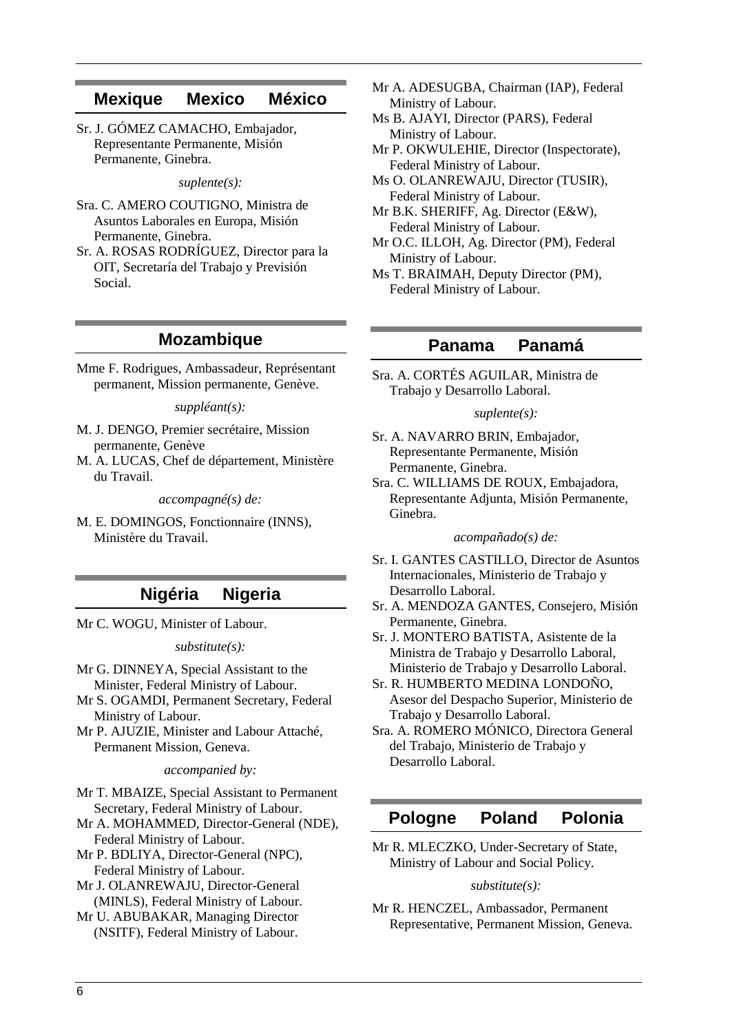## Mexique Mexico México

Sr. J. GÓMEZ CAMACHO, Embajador, Representante Permanente, Misión Permanente, Ginebra.

*suplente(s):*

Sra. C. AMERO COUTIGNO, Ministra de Asuntos Laborales en Europa, Misión Permanente, Ginebra.
Sr. A. ROSAS RODRÍGUEZ, Director para la OIT, Secretaría del Trabajo y Previsión Social.

## Mozambique

Mme F. Rodrigues, Ambassadeur, Représentant permanent, Mission permanente, Genève.

*suppléant(s):*

M. J. DENGO, Premier secrétaire, Mission permanente, Genève
M. A. LUCAS, Chef de département, Ministère du Travail.

*accompagné(s) de:*

M. E. DOMINGOS, Fonctionnaire (INNS), Ministère du Travail.

## Nigéria Nigeria

Mr C. WOGU, Minister of Labour.

*substitute(s):*

Mr G. DINNEYA, Special Assistant to the Minister, Federal Ministry of Labour.
Mr S. OGAMDI, Permanent Secretary, Federal Ministry of Labour.
Mr P. AJUZIE, Minister and Labour Attaché, Permanent Mission, Geneva.

*accompanied by:*

Mr T. MBAIZE, Special Assistant to Permanent Secretary, Federal Ministry of Labour.
Mr A. MOHAMMED, Director-General (NDE), Federal Ministry of Labour.
Mr P. BDLIYA, Director-General (NPC), Federal Ministry of Labour.
Mr J. OLANREWAJU, Director-General (MINLS), Federal Ministry of Labour.
Mr U. ABUBAKAR, Managing Director (NSITF), Federal Ministry of Labour.
Mr A. ADESUGBA, Chairman (IAP), Federal Ministry of Labour.
Ms B. AJAYI, Director (PARS), Federal Ministry of Labour.
Mr P. OKWULEHIE, Director (Inspectorate), Federal Ministry of Labour.
Ms O. OLANREWAJU, Director (TUSIR), Federal Ministry of Labour.
Mr B.K. SHERIFF, Ag. Director (E&W), Federal Ministry of Labour.
Mr O.C. ILLOH, Ag. Director (PM), Federal Ministry of Labour.
Ms T. BRAIMAH, Deputy Director (PM), Federal Ministry of Labour.

## Panama Panamá

Sra. A. CORTÉS AGUILAR, Ministra de Trabajo y Desarrollo Laboral.

*suplente(s):*

Sr. A. NAVARRO BRIN, Embajador, Representante Permanente, Misión Permanente, Ginebra.
Sra. C. WILLIAMS DE ROUX, Embajadora, Representante Adjunta, Misión Permanente, Ginebra.

*acompañado(s) de:*

Sr. I. GANTES CASTILLO, Director de Asuntos Internacionales, Ministerio de Trabajo y Desarrollo Laboral.
Sr. A. MENDOZA GANTES, Consejero, Misión Permanente, Ginebra.
Sr. J. MONTERO BATISTA, Asistente de la Ministra de Trabajo y Desarrollo Laboral, Ministerio de Trabajo y Desarrollo Laboral.
Sr. R. HUMBERTO MEDINA LONDOÑO, Asesor del Despacho Superior, Ministerio de Trabajo y Desarrollo Laboral.
Sra. A. ROMERO MÓNICO, Directora General del Trabajo, Ministerio de Trabajo y Desarrollo Laboral.

## Pologne Poland Polonia

Mr R. MLECZKO, Under-Secretary of State, Ministry of Labour and Social Policy.

*substitute(s):*

Mr R. HENCZEL, Ambassador, Permanent Representative, Permanent Mission, Geneva.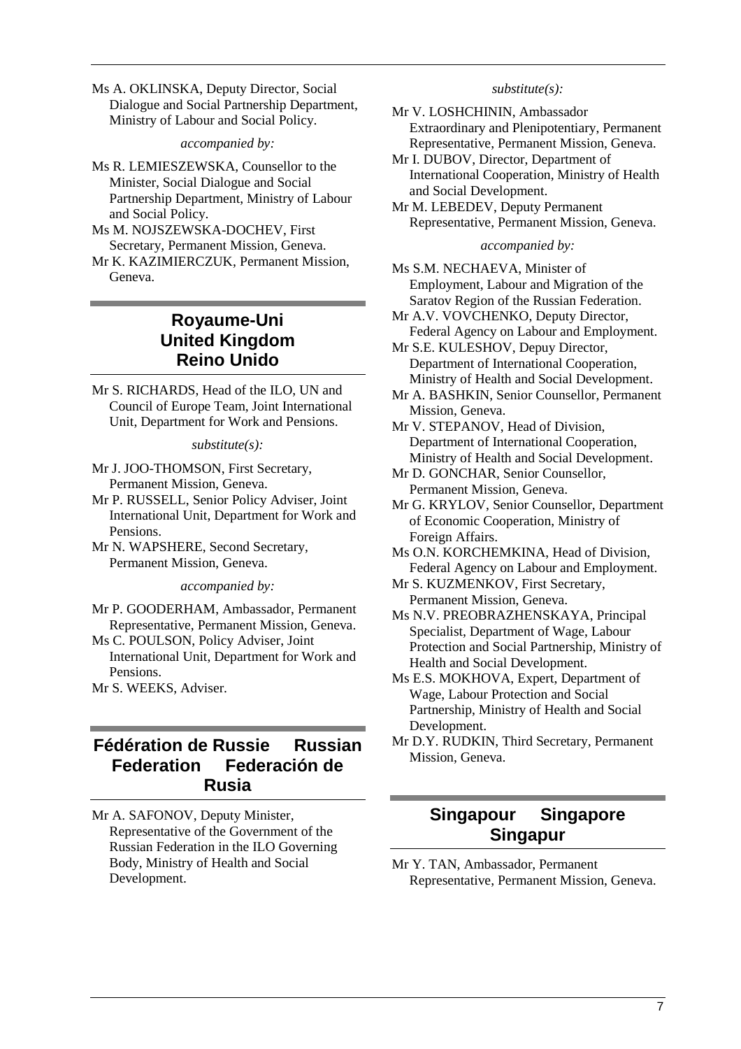Ms A. OKLINSKA, Deputy Director, Social Dialogue and Social Partnership Department, Ministry of Labour and Social Policy.

*accompanied by:*

Ms R. LEMIESZEWSKA, Counsellor to the Minister, Social Dialogue and Social Partnership Department, Ministry of Labour and Social Policy.

Ms M. NOJSZEWSKA-DOCHEV, First Secretary, Permanent Mission, Geneva.

Mr K. KAZIMIERCZUK, Permanent Mission, Geneva.

## Royaume-Uni United Kingdom Reino Unido

Mr S. RICHARDS, Head of the ILO, UN and Council of Europe Team, Joint International Unit, Department for Work and Pensions.

*substitute(s):*

Mr J. JOO-THOMSON, First Secretary, Permanent Mission, Geneva.

Mr P. RUSSELL, Senior Policy Adviser, Joint International Unit, Department for Work and Pensions.

Mr N. WAPSHERE, Second Secretary, Permanent Mission, Geneva.

*accompanied by:*

Mr P. GOODERHAM, Ambassador, Permanent Representative, Permanent Mission, Geneva.

Ms C. POULSON, Policy Adviser, Joint International Unit, Department for Work and Pensions.

Mr S. WEEKS, Adviser.

## Fédération de Russie Russian Federation Federación de Rusia

Mr A. SAFONOV, Deputy Minister, Representative of the Government of the Russian Federation in the ILO Governing Body, Ministry of Health and Social Development.

*substitute(s):*

Mr V. LOSHCHININ, Ambassador Extraordinary and Plenipotentiary, Permanent Representative, Permanent Mission, Geneva.

Mr I. DUBOV, Director, Department of International Cooperation, Ministry of Health and Social Development.

Mr M. LEBEDEV, Deputy Permanent Representative, Permanent Mission, Geneva.

*accompanied by:*

Ms S.M. NECHAEVA, Minister of Employment, Labour and Migration of the Saratov Region of the Russian Federation.

Mr A.V. VOVCHENKO, Deputy Director, Federal Agency on Labour and Employment.

Mr S.E. KULESHOV, Depuy Director, Department of International Cooperation, Ministry of Health and Social Development.

Mr A. BASHKIN, Senior Counsellor, Permanent Mission, Geneva.

Mr V. STEPANOV, Head of Division, Department of International Cooperation, Ministry of Health and Social Development.

Mr D. GONCHAR, Senior Counsellor, Permanent Mission, Geneva.

Mr G. KRYLOV, Senior Counsellor, Department of Economic Cooperation, Ministry of Foreign Affairs.

Ms O.N. KORCHEMKINA, Head of Division, Federal Agency on Labour and Employment.

Mr S. KUZMENKOV, First Secretary, Permanent Mission, Geneva.

Ms N.V. PREOBRAZHENSKAYA, Principal Specialist, Department of Wage, Labour Protection and Social Partnership, Ministry of Health and Social Development.

Ms E.S. MOKHOVA, Expert, Department of Wage, Labour Protection and Social Partnership, Ministry of Health and Social Development.

Mr D.Y. RUDKIN, Third Secretary, Permanent Mission, Geneva.

## Singapour Singapore Singapur

Mr Y. TAN, Ambassador, Permanent Representative, Permanent Mission, Geneva.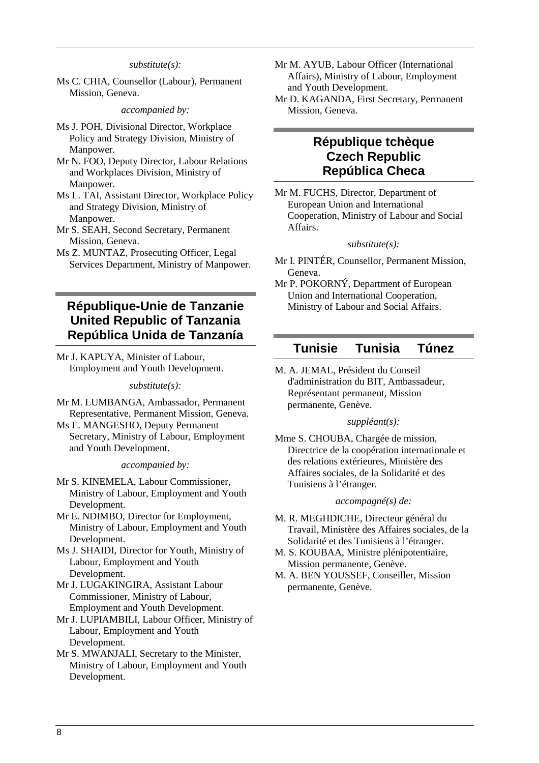*substitute(s):*

Ms C. CHIA, Counsellor (Labour), Permanent Mission, Geneva.

*accompanied by:*

Ms J. POH, Divisional Director, Workplace Policy and Strategy Division, Ministry of Manpower.

Mr N. FOO, Deputy Director, Labour Relations and Workplaces Division, Ministry of Manpower.

Ms L. TAI, Assistant Director, Workplace Policy and Strategy Division, Ministry of Manpower.

Mr S. SEAH, Second Secretary, Permanent Mission, Geneva.

Ms Z. MUNTAZ, Prosecuting Officer, Legal Services Department, Ministry of Manpower.

## République-Unie de Tanzanie United Republic of Tanzania República Unida de Tanzanía

Mr J. KAPUYA, Minister of Labour, Employment and Youth Development.

*substitute(s):*

Mr M. LUMBANGA, Ambassador, Permanent Representative, Permanent Mission, Geneva.

Ms E. MANGESHO, Deputy Permanent Secretary, Ministry of Labour, Employment and Youth Development.

*accompanied by:*

Mr S. KINEMELA, Labour Commissioner, Ministry of Labour, Employment and Youth Development.

Mr E. NDIMBO, Director for Employment, Ministry of Labour, Employment and Youth Development.

Ms J. SHAIDI, Director for Youth, Ministry of Labour, Employment and Youth Development.

Mr J. LUGAKINGIRA, Assistant Labour Commissioner, Ministry of Labour, Employment and Youth Development.

Mr J. LUPIAMBILI, Labour Officer, Ministry of Labour, Employment and Youth Development.

Mr S. MWANJALI, Secretary to the Minister, Ministry of Labour, Employment and Youth Development.

Mr M. AYUB, Labour Officer (International Affairs), Ministry of Labour, Employment and Youth Development.

Mr D. KAGANDA, First Secretary, Permanent Mission, Geneva.

## République tchèque Czech Republic República Checa

Mr M. FUCHS, Director, Department of European Union and International Cooperation, Ministry of Labour and Social Affairs.

*substitute(s):*

Mr I. PINTÉR, Counsellor, Permanent Mission, Geneva.

Mr P. POKORNÝ, Department of European Union and International Cooperation, Ministry of Labour and Social Affairs.

## Tunisie Tunisia Túnez

M. A. JEMAL, Président du Conseil d'administration du BIT, Ambassadeur, Représentant permanent, Mission permanente, Genève.

*suppléant(s):*

Mme S. CHOUBA, Chargée de mission, Directrice de la coopération internationale et des relations extérieures, Ministère des Affaires sociales, de la Solidarité et des Tunisiens à l'étranger.

*accompagné(s) de:*

M. R. MEGHDICHE, Directeur général du Travail, Ministère des Affaires sociales, de la Solidarité et des Tunisiens à l'étranger.

M. S. KOUBAA, Ministre plénipotentiaire, Mission permanente, Genève.

M. A. BEN YOUSSEF, Conseiller, Mission permanente, Genève.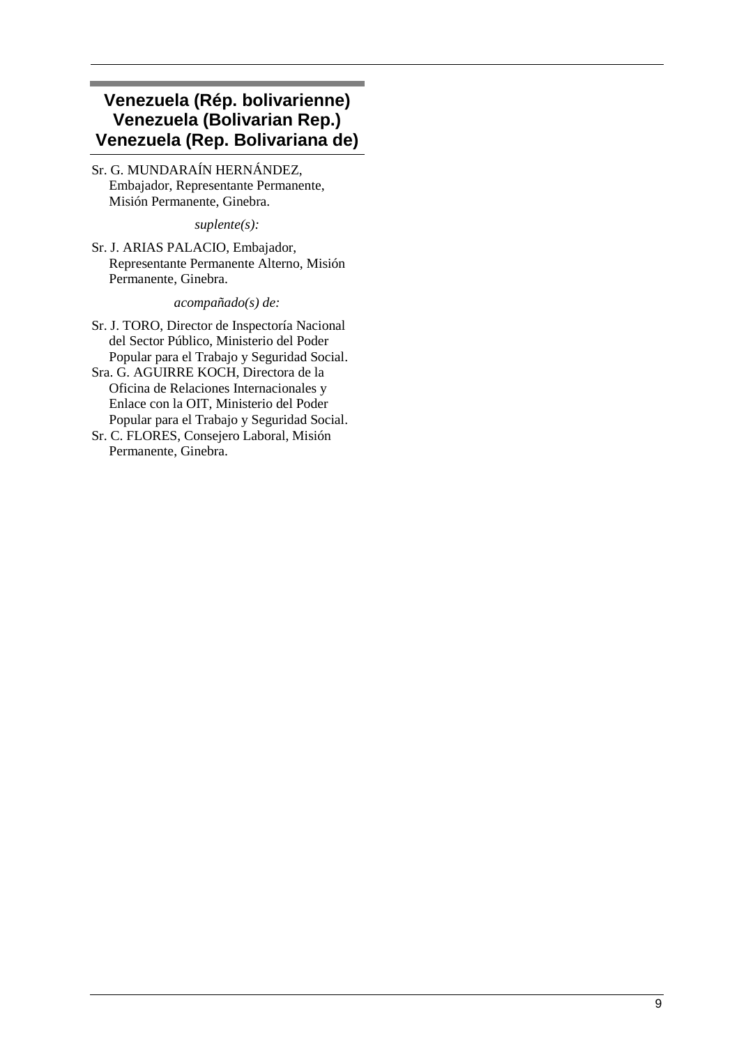## Venezuela (Rép. bolivarienne)
## Venezuela (Bolivarian Rep.)
## Venezuela (Rep. Bolivariana de)

Sr. G. MUNDARAÍN HERNÁNDEZ, Embajador, Representante Permanente, Misión Permanente, Ginebra.

*suplente(s):*

Sr. J. ARIAS PALACIO, Embajador, Representante Permanente Alterno, Misión Permanente, Ginebra.

*acompañado(s) de:*

Sr. J. TORO, Director de Inspectoría Nacional del Sector Público, Ministerio del Poder Popular para el Trabajo y Seguridad Social.

Sra. G. AGUIRRE KOCH, Directora de la Oficina de Relaciones Internacionales y Enlace con la OIT, Ministerio del Poder Popular para el Trabajo y Seguridad Social.

Sr. C. FLORES, Consejero Laboral, Misión Permanente, Ginebra.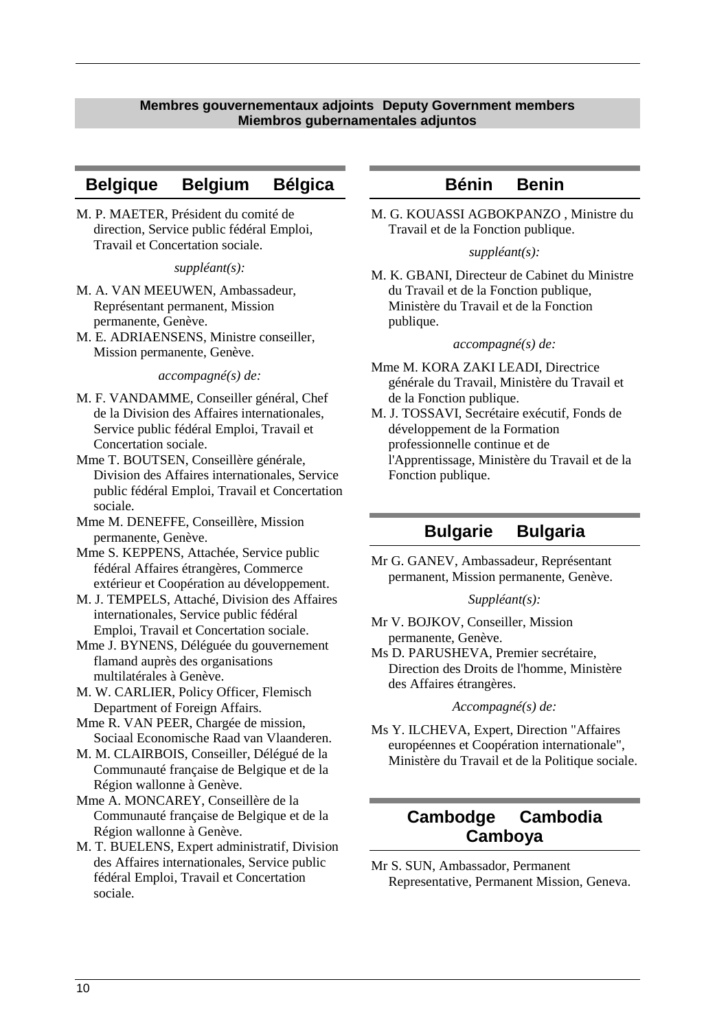**Membres gouvernementaux adjoints Deputy Government members**
**Miembros gubernamentales adjuntos**

## Belgique Belgium Bélgica

M. P. MAETER, Président du comité de direction, Service public fédéral Emploi, Travail et Concertation sociale.

*suppléant(s):*

M. A. VAN MEEUWEN, Ambassadeur, Représentant permanent, Mission permanente, Genève.

M. E. ADRIAENSENS, Ministre conseiller, Mission permanente, Genève.

*accompagné(s) de:*

M. F. VANDAMME, Conseiller général, Chef de la Division des Affaires internationales, Service public fédéral Emploi, Travail et Concertation sociale.

Mme T. BOUTSEN, Conseillère générale, Division des Affaires internationales, Service public fédéral Emploi, Travail et Concertation sociale.

Mme M. DENEFFE, Conseillère, Mission permanente, Genève.

Mme S. KEPPENS, Attachée, Service public fédéral Affaires étrangères, Commerce extérieur et Coopération au développement.

M. J. TEMPELS, Attaché, Division des Affaires internationales, Service public fédéral Emploi, Travail et Concertation sociale.

Mme J. BYNENS, Déléguée du gouvernement flamand auprès des organisations multilatérales à Genève.

M. W. CARLIER, Policy Officer, Flemisch Department of Foreign Affairs.

Mme R. VAN PEER, Chargée de mission, Sociaal Economische Raad van Vlaanderen.

M. M. CLAIRBOIS, Conseiller, Délégué de la Communauté française de Belgique et de la Région wallonne à Genève.

Mme A. MONCAREY, Conseillère de la Communauté française de Belgique et de la Région wallonne à Genève.

M. T. BUELENS, Expert administratif, Division des Affaires internationales, Service public fédéral Emploi, Travail et Concertation sociale.

## Bénin Benin

M. G. KOUASSI AGBOKPANZO , Ministre du Travail et de la Fonction publique.

*suppléant(s):*

M. K. GBANI, Directeur de Cabinet du Ministre du Travail et de la Fonction publique, Ministère du Travail et de la Fonction publique.

*accompagné(s) de:*

Mme M. KORA ZAKI LEADI, Directrice générale du Travail, Ministère du Travail et de la Fonction publique.

M. J. TOSSAVI, Secrétaire exécutif, Fonds de développement de la Formation professionnelle continue et de l'Apprentissage, Ministère du Travail et de la Fonction publique.

## Bulgarie Bulgaria

Mr G. GANEV, Ambassadeur, Représentant permanent, Mission permanente, Genève.

*Suppléant(s):*

Mr V. BOJKOV, Conseiller, Mission permanente, Genève.

Ms D. PARUSHEVA, Premier secrétaire, Direction des Droits de l'homme, Ministère des Affaires étrangères.

*Accompagné(s) de:*

Ms Y. ILCHEVA, Expert, Direction "Affaires européennes et Coopération internationale", Ministère du Travail et de la Politique sociale.

## Cambodge Cambodia Camboya

Mr S. SUN, Ambassador, Permanent Representative, Permanent Mission, Geneva.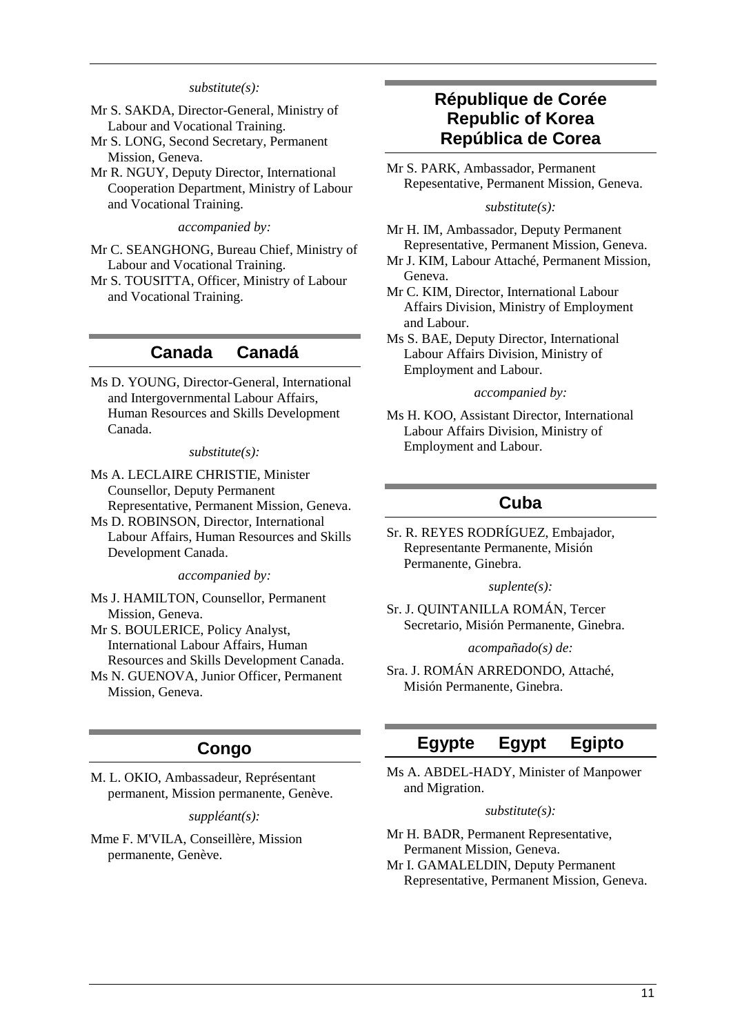*substitute(s):*

Mr S. SAKDA, Director-General, Ministry of Labour and Vocational Training.

Mr S. LONG, Second Secretary, Permanent Mission, Geneva.

Mr R. NGUY, Deputy Director, International Cooperation Department, Ministry of Labour and Vocational Training.

*accompanied by:*

Mr C. SEANGHONG, Bureau Chief, Ministry of Labour and Vocational Training.

Mr S. TOUSITTA, Officer, Ministry of Labour and Vocational Training.

## Canada    Canadá

Ms D. YOUNG, Director-General, International and Intergovernmental Labour Affairs, Human Resources and Skills Development Canada.

*substitute(s):*

Ms A. LECLAIRE CHRISTIE, Minister Counsellor, Deputy Permanent Representative, Permanent Mission, Geneva.

Ms D. ROBINSON, Director, International Labour Affairs, Human Resources and Skills Development Canada.

*accompanied by:*

Ms J. HAMILTON, Counsellor, Permanent Mission, Geneva.

Mr S. BOULERICE, Policy Analyst, International Labour Affairs, Human Resources and Skills Development Canada.

Ms N. GUENOVA, Junior Officer, Permanent Mission, Geneva.

## Congo

M. L. OKIO, Ambassadeur, Représentant permanent, Mission permanente, Genève.

*suppléant(s):*

Mme F. M'VILA, Conseillère, Mission permanente, Genève.

## République de Corée
## Republic of Korea
## República de Corea

Mr S. PARK, Ambassador, Permanent Repesentative, Permanent Mission, Geneva.

*substitute(s):*

Mr H. IM, Ambassador, Deputy Permanent Representative, Permanent Mission, Geneva.

Mr J. KIM, Labour Attaché, Permanent Mission, Geneva.

Mr C. KIM, Director, International Labour Affairs Division, Ministry of Employment and Labour.

Ms S. BAE, Deputy Director, International Labour Affairs Division, Ministry of Employment and Labour.

*accompanied by:*

Ms H. KOO, Assistant Director, International Labour Affairs Division, Ministry of Employment and Labour.

## Cuba

Sr. R. REYES RODRÍGUEZ, Embajador, Representante Permanente, Misión Permanente, Ginebra.

*suplente(s):*

Sr. J. QUINTANILLA ROMÁN, Tercer Secretario, Misión Permanente, Ginebra.

*acompañado(s) de:*

Sra. J. ROMÁN ARREDONDO, Attaché, Misión Permanente, Ginebra.

## Egypte    Egypt    Egipto

Ms A. ABDEL-HADY, Minister of Manpower and Migration.

*substitute(s):*

Mr H. BADR, Permanent Representative, Permanent Mission, Geneva.

Mr I. GAMALELDIN, Deputy Permanent Representative, Permanent Mission, Geneva.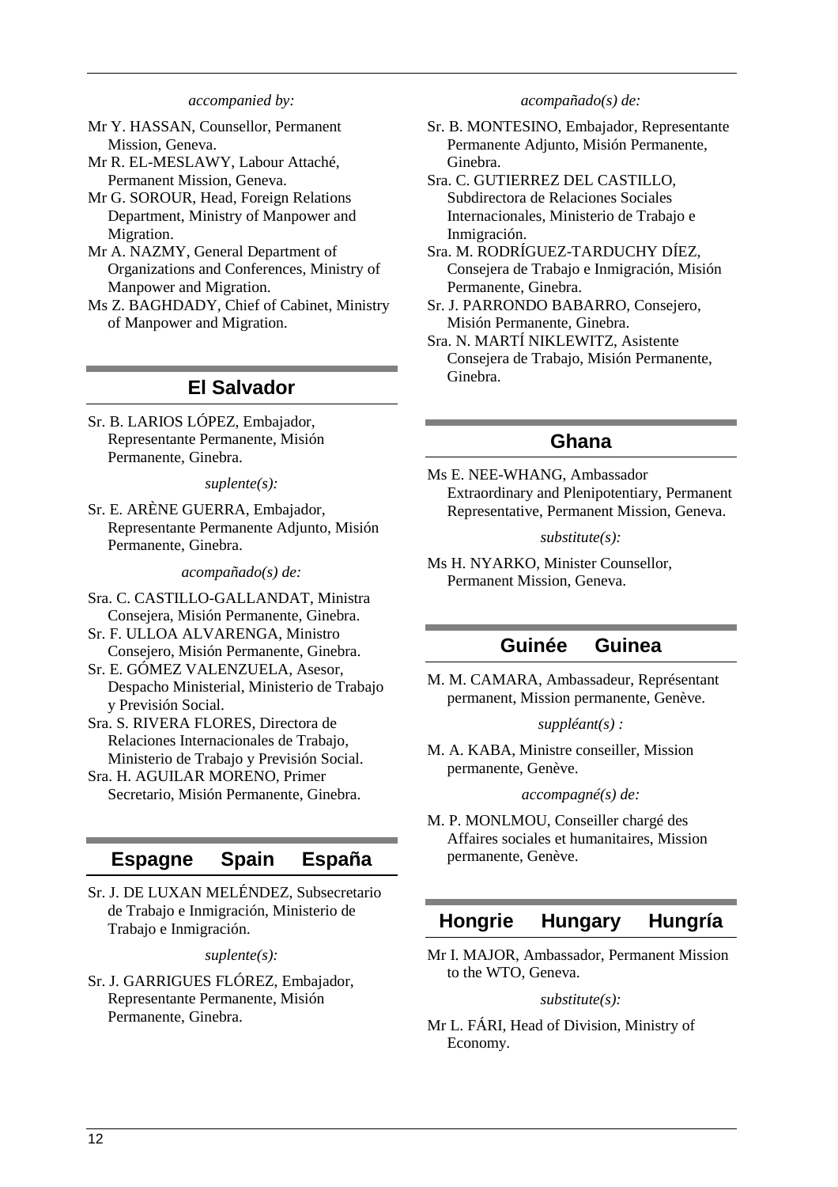*accompanied by:*

Mr Y. HASSAN, Counsellor, Permanent Mission, Geneva.

Mr R. EL-MESLAWY, Labour Attaché, Permanent Mission, Geneva.

Mr G. SOROUR, Head, Foreign Relations Department, Ministry of Manpower and Migration.

Mr A. NAZMY, General Department of Organizations and Conferences, Ministry of Manpower and Migration.

Ms Z. BAGHDADY, Chief of Cabinet, Ministry of Manpower and Migration.

## El Salvador

Sr. B. LARIOS LÓPEZ, Embajador, Representante Permanente, Misión Permanente, Ginebra.

*suplente(s):*

Sr. E. ARÈNE GUERRA, Embajador, Representante Permanente Adjunto, Misión Permanente, Ginebra.

*acompañado(s) de:*

Sra. C. CASTILLO-GALLANDAT, Ministra Consejera, Misión Permanente, Ginebra.

Sr. F. ULLOA ALVARENGA, Ministro Consejero, Misión Permanente, Ginebra.

Sr. E. GÓMEZ VALENZUELA, Asesor, Despacho Ministerial, Ministerio de Trabajo y Previsión Social.

Sra. S. RIVERA FLORES, Directora de Relaciones Internacionales de Trabajo, Ministerio de Trabajo y Previsión Social.

Sra. H. AGUILAR MORENO, Primer Secretario, Misión Permanente, Ginebra.

## Espagne Spain España

Sr. J. DE LUXAN MELÉNDEZ, Subsecretario de Trabajo e Inmigración, Ministerio de Trabajo e Inmigración.

*suplente(s):*

Sr. J. GARRIGUES FLÓREZ, Embajador, Representante Permanente, Misión Permanente, Ginebra.

*acompañado(s) de:*

Sr. B. MONTESINO, Embajador, Representante Permanente Adjunto, Misión Permanente, Ginebra.

Sra. C. GUTIERREZ DEL CASTILLO, Subdirectora de Relaciones Sociales Internacionales, Ministerio de Trabajo e Inmigración.

Sra. M. RODRÍGUEZ-TARDUCHY DÍEZ, Consejera de Trabajo e Inmigración, Misión Permanente, Ginebra.

Sr. J. PARRONDO BABARRO, Consejero, Misión Permanente, Ginebra.

Sra. N. MARTÍ NIKLEWITZ, Asistente Consejera de Trabajo, Misión Permanente, Ginebra.

## Ghana

Ms E. NEE-WHANG, Ambassador Extraordinary and Plenipotentiary, Permanent Representative, Permanent Mission, Geneva.

*substitute(s):*

Ms H. NYARKO, Minister Counsellor, Permanent Mission, Geneva.

## Guinée Guinea

M. M. CAMARA, Ambassadeur, Représentant permanent, Mission permanente, Genève.

*suppléant(s) :*

M. A. KABA, Ministre conseiller, Mission permanente, Genève.

*accompagné(s) de:*

M. P. MONLMOU, Conseiller chargé des Affaires sociales et humanitaires, Mission permanente, Genève.

## Hongrie Hungary Hungría

Mr I. MAJOR, Ambassador, Permanent Mission to the WTO, Geneva.

*substitute(s):*

Mr L. FÁRI, Head of Division, Ministry of Economy.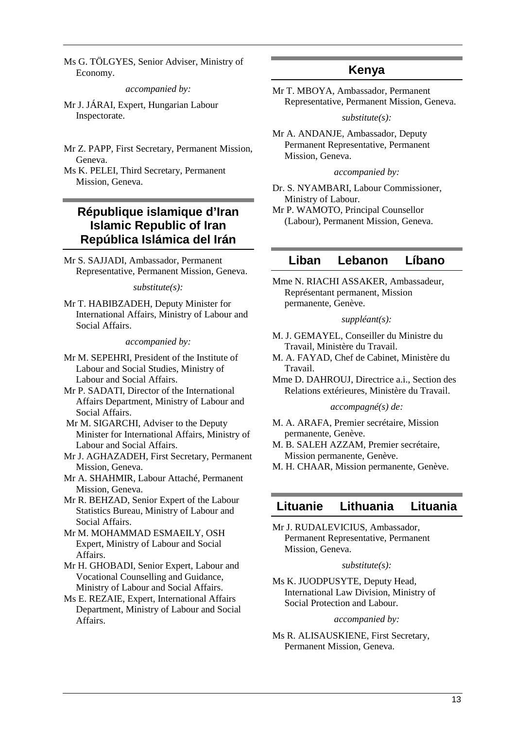Ms G. TÖLGYES, Senior Adviser, Ministry of Economy.

*accompanied by:*

Mr J. JÁRAI, Expert, Hungarian Labour Inspectorate.

Mr Z. PAPP, First Secretary, Permanent Mission, Geneva.

Ms K. PELEI, Third Secretary, Permanent Mission, Geneva.

## République islamique d'Iran Islamic Republic of Iran República Islámica del Irán

Mr S. SAJJADI, Ambassador, Permanent Representative, Permanent Mission, Geneva.

*substitute(s):*

Mr T. HABIBZADEH, Deputy Minister for International Affairs, Ministry of Labour and Social Affairs.

*accompanied by:*

Mr M. SEPEHRI, President of the Institute of Labour and Social Studies, Ministry of Labour and Social Affairs.

Mr P. SADATI, Director of the International Affairs Department, Ministry of Labour and Social Affairs.

Mr M. SIGARCHI, Adviser to the Deputy Minister for International Affairs, Ministry of Labour and Social Affairs.

Mr J. AGHAZADEH, First Secretary, Permanent Mission, Geneva.

Mr A. SHAHMIR, Labour Attaché, Permanent Mission, Geneva.

Mr R. BEHZAD, Senior Expert of the Labour Statistics Bureau, Ministry of Labour and Social Affairs.

Mr M. MOHAMMAD ESMAEILY, OSH Expert, Ministry of Labour and Social Affairs.

Mr H. GHOBADI, Senior Expert, Labour and Vocational Counselling and Guidance, Ministry of Labour and Social Affairs.

Ms E. REZAIE, Expert, International Affairs Department, Ministry of Labour and Social Affairs.

## Kenya

Mr T. MBOYA, Ambassador, Permanent Representative, Permanent Mission, Geneva.

*substitute(s):*

Mr A. ANDANJE, Ambassador, Deputy Permanent Representative, Permanent Mission, Geneva.

*accompanied by:*

Dr. S. NYAMBARI, Labour Commissioner, Ministry of Labour.

Mr P. WAMOTO, Principal Counsellor (Labour), Permanent Mission, Geneva.

## Liban Lebanon Líbano

Mme N. RIACHI ASSAKER, Ambassadeur, Représentant permanent, Mission permanente, Genève.

*suppléant(s):*

M. J. GEMAYEL, Conseiller du Ministre du Travail, Ministère du Travail.

M. A. FAYAD, Chef de Cabinet, Ministère du Travail.

Mme D. DAHROUJ, Directrice a.i., Section des Relations extérieures, Ministère du Travail.

*accompagné(s) de:*

M. A. ARAFA, Premier secrétaire, Mission permanente, Genève.

M. B. SALEH AZZAM, Premier secrétaire, Mission permanente, Genève.

M. H. CHAAR, Mission permanente, Genève.

## Lituanie Lithuania Lituania

Mr J. RUDALEVICIUS, Ambassador, Permanent Representative, Permanent Mission, Geneva.

*substitute(s):*

Ms K. JUODPUSYTE, Deputy Head, International Law Division, Ministry of Social Protection and Labour.

*accompanied by:*

Ms R. ALISAUSKIENE, First Secretary, Permanent Mission, Geneva.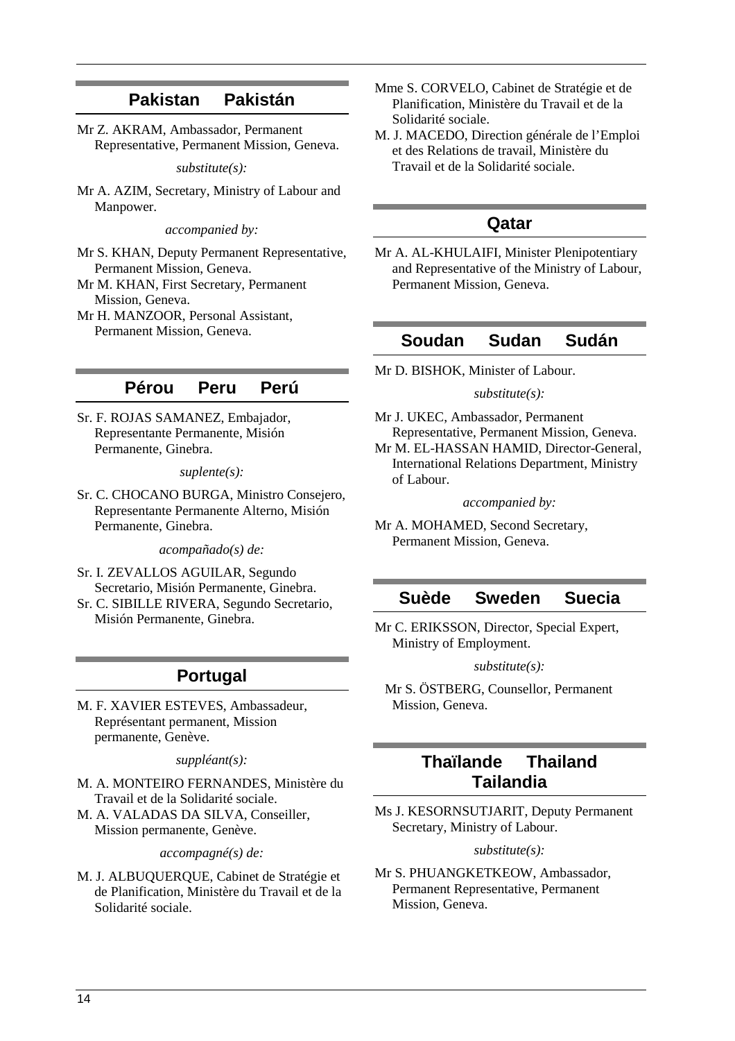## Pakistan Pakistán

Mr Z. AKRAM, Ambassador, Permanent Representative, Permanent Mission, Geneva.

*substitute(s):*

Mr A. AZIM, Secretary, Ministry of Labour and Manpower.

*accompanied by:*

Mr S. KHAN, Deputy Permanent Representative, Permanent Mission, Geneva.

Mr M. KHAN, First Secretary, Permanent Mission, Geneva.

Mr H. MANZOOR, Personal Assistant, Permanent Mission, Geneva.

## Pérou Peru Perú

Sr. F. ROJAS SAMANEZ, Embajador, Representante Permanente, Misión Permanente, Ginebra.

*suplente(s):*

Sr. C. CHOCANO BURGA, Ministro Consejero, Representante Permanente Alterno, Misión Permanente, Ginebra.

*acompañado(s) de:*

Sr. I. ZEVALLOS AGUILAR, Segundo Secretario, Misión Permanente, Ginebra.

Sr. C. SIBILLE RIVERA, Segundo Secretario, Misión Permanente, Ginebra.

## Portugal

M. F. XAVIER ESTEVES, Ambassadeur, Représentant permanent, Mission permanente, Genève.

*suppléant(s):*

M. A. MONTEIRO FERNANDES, Ministère du Travail et de la Solidarité sociale.

M. A. VALADAS DA SILVA, Conseiller, Mission permanente, Genève.

*accompagné(s) de:*

M. J. ALBUQUERQUE, Cabinet de Stratégie et de Planification, Ministère du Travail et de la Solidarité sociale.

Mme S. CORVELO, Cabinet de Stratégie et de Planification, Ministère du Travail et de la Solidarité sociale.

M. J. MACEDO, Direction générale de l'Emploi et des Relations de travail, Ministère du Travail et de la Solidarité sociale.

## Qatar

Mr A. AL-KHULAIFI, Minister Plenipotentiary and Representative of the Ministry of Labour, Permanent Mission, Geneva.

## Soudan Sudan Sudán

Mr D. BISHOK, Minister of Labour.

*substitute(s):*

Mr J. UKEC, Ambassador, Permanent Representative, Permanent Mission, Geneva.

Mr M. EL-HASSAN HAMID, Director-General, International Relations Department, Ministry of Labour.

*accompanied by:*

Mr A. MOHAMED, Second Secretary, Permanent Mission, Geneva.

## Suède Sweden Suecia

Mr C. ERIKSSON, Director, Special Expert, Ministry of Employment.

*substitute(s):*

Mr S. ÖSTBERG, Counsellor, Permanent Mission, Geneva.

## Thaïlande Thailand Tailandia

Ms J. KESORNSUTJARIT, Deputy Permanent Secretary, Ministry of Labour.

*substitute(s):*

Mr S. PHUANGKETKEOW, Ambassador, Permanent Representative, Permanent Mission, Geneva.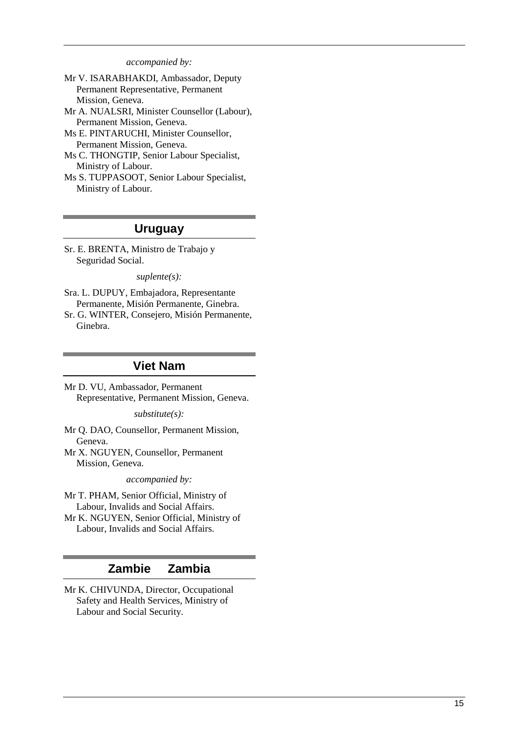*accompanied by:*

Mr V. ISARABHAKDI, Ambassador, Deputy Permanent Representative, Permanent Mission, Geneva.

Mr A. NUALSRI, Minister Counsellor (Labour), Permanent Mission, Geneva.

Ms E. PINTARUCHI, Minister Counsellor, Permanent Mission, Geneva.

Ms C. THONGTIP, Senior Labour Specialist, Ministry of Labour.

Ms S. TUPPASOOT, Senior Labour Specialist, Ministry of Labour.

## Uruguay

Sr. E. BRENTA, Ministro de Trabajo y Seguridad Social.

*suplente(s):*

Sra. L. DUPUY, Embajadora, Representante Permanente, Misión Permanente, Ginebra.

Sr. G. WINTER, Consejero, Misión Permanente, Ginebra.

## Viet Nam

Mr D. VU, Ambassador, Permanent Representative, Permanent Mission, Geneva.

*substitute(s):*

Mr Q. DAO, Counsellor, Permanent Mission, Geneva.

Mr X. NGUYEN, Counsellor, Permanent Mission, Geneva.

*accompanied by:*

Mr T. PHAM, Senior Official, Ministry of Labour, Invalids and Social Affairs.

Mr K. NGUYEN, Senior Official, Ministry of Labour, Invalids and Social Affairs.

## Zambie Zambia

Mr K. CHIVUNDA, Director, Occupational Safety and Health Services, Ministry of Labour and Social Security.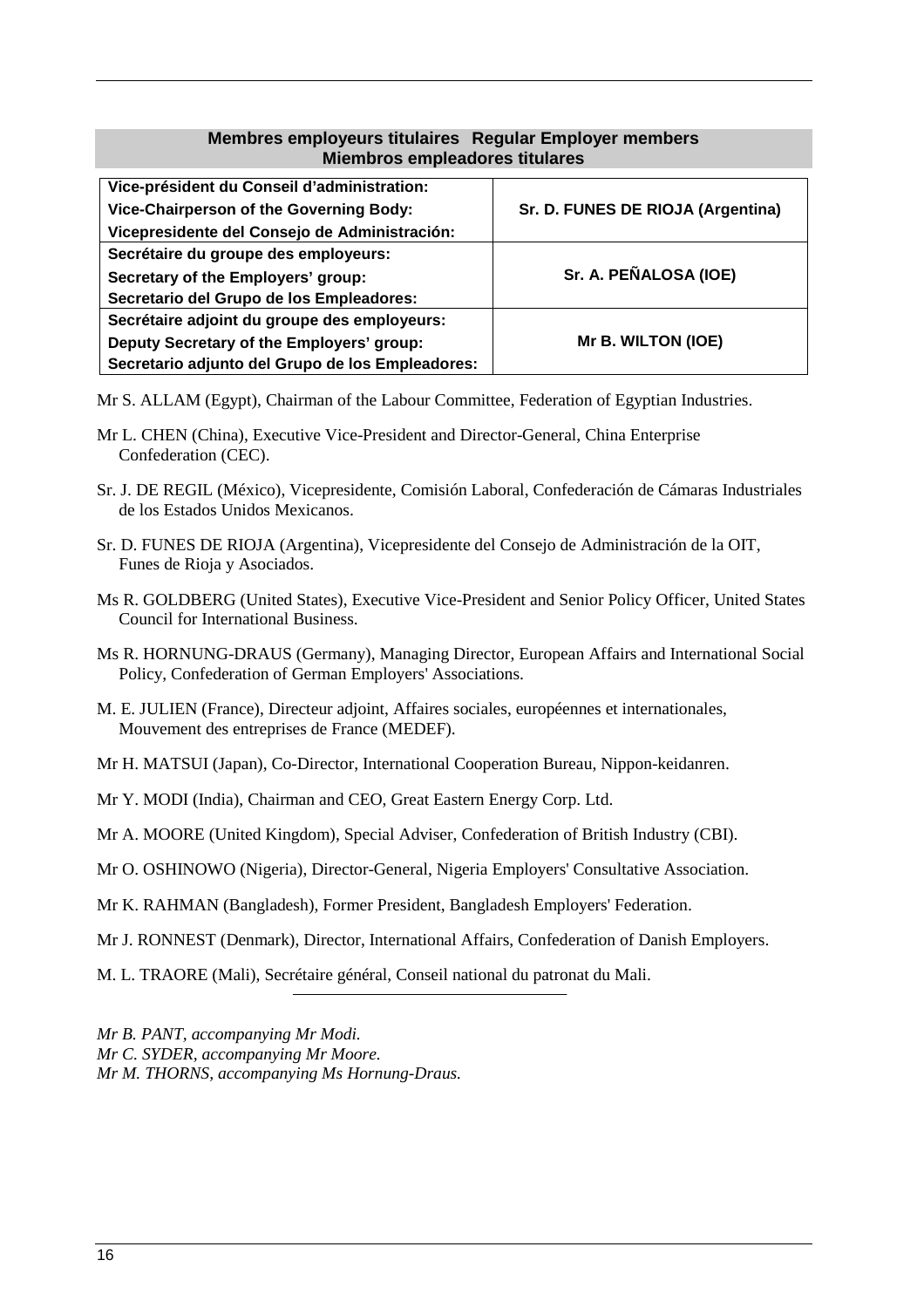## Membres employeurs titulaires Regular Employer members Miembros empleadores titulares

| | |
|---|---|
| **Vice-président du Conseil d'administration:**<br>**Vice-Chairperson of the Governing Body:**<br>**Vicepresidente del Consejo de Administración:** | **Sr. D. FUNES DE RIOJA (Argentina)** |
| **Secrétaire du groupe des employeurs:**<br>**Secretary of the Employers' group:**<br>**Secretario del Grupo de los Empleadores:** | **Sr. A. PEÑALOSA (IOE)** |
| **Secrétaire adjoint du groupe des employeurs:**<br>**Deputy Secretary of the Employers' group:**<br>**Secretario adjunto del Grupo de los Empleadores:** | **Mr B. WILTON (IOE)** |

Mr S. ALLAM (Egypt), Chairman of the Labour Committee, Federation of Egyptian Industries.

Mr L. CHEN (China), Executive Vice-President and Director-General, China Enterprise Confederation (CEC).

Sr. J. DE REGIL (México), Vicepresidente, Comisión Laboral, Confederación de Cámaras Industriales de los Estados Unidos Mexicanos.

Sr. D. FUNES DE RIOJA (Argentina), Vicepresidente del Consejo de Administración de la OIT, Funes de Rioja y Asociados.

Ms R. GOLDBERG (United States), Executive Vice-President and Senior Policy Officer, United States Council for International Business.

Ms R. HORNUNG-DRAUS (Germany), Managing Director, European Affairs and International Social Policy, Confederation of German Employers' Associations.

M. E. JULIEN (France), Directeur adjoint, Affaires sociales, européennes et internationales, Mouvement des entreprises de France (MEDEF).

Mr H. MATSUI (Japan), Co-Director, International Cooperation Bureau, Nippon-keidanren.

Mr Y. MODI (India), Chairman and CEO, Great Eastern Energy Corp. Ltd.

Mr A. MOORE (United Kingdom), Special Adviser, Confederation of British Industry (CBI).

Mr O. OSHINOWO (Nigeria), Director-General, Nigeria Employers' Consultative Association.

Mr K. RAHMAN (Bangladesh), Former President, Bangladesh Employers' Federation.

Mr J. RONNEST (Denmark), Director, International Affairs, Confederation of Danish Employers.

M. L. TRAORE (Mali), Secrétaire général, Conseil national du patronat du Mali.

---

*Mr B. PANT, accompanying Mr Modi.*
*Mr C. SYDER, accompanying Mr Moore.*
*Mr M. THORNS, accompanying Ms Hornung-Draus.*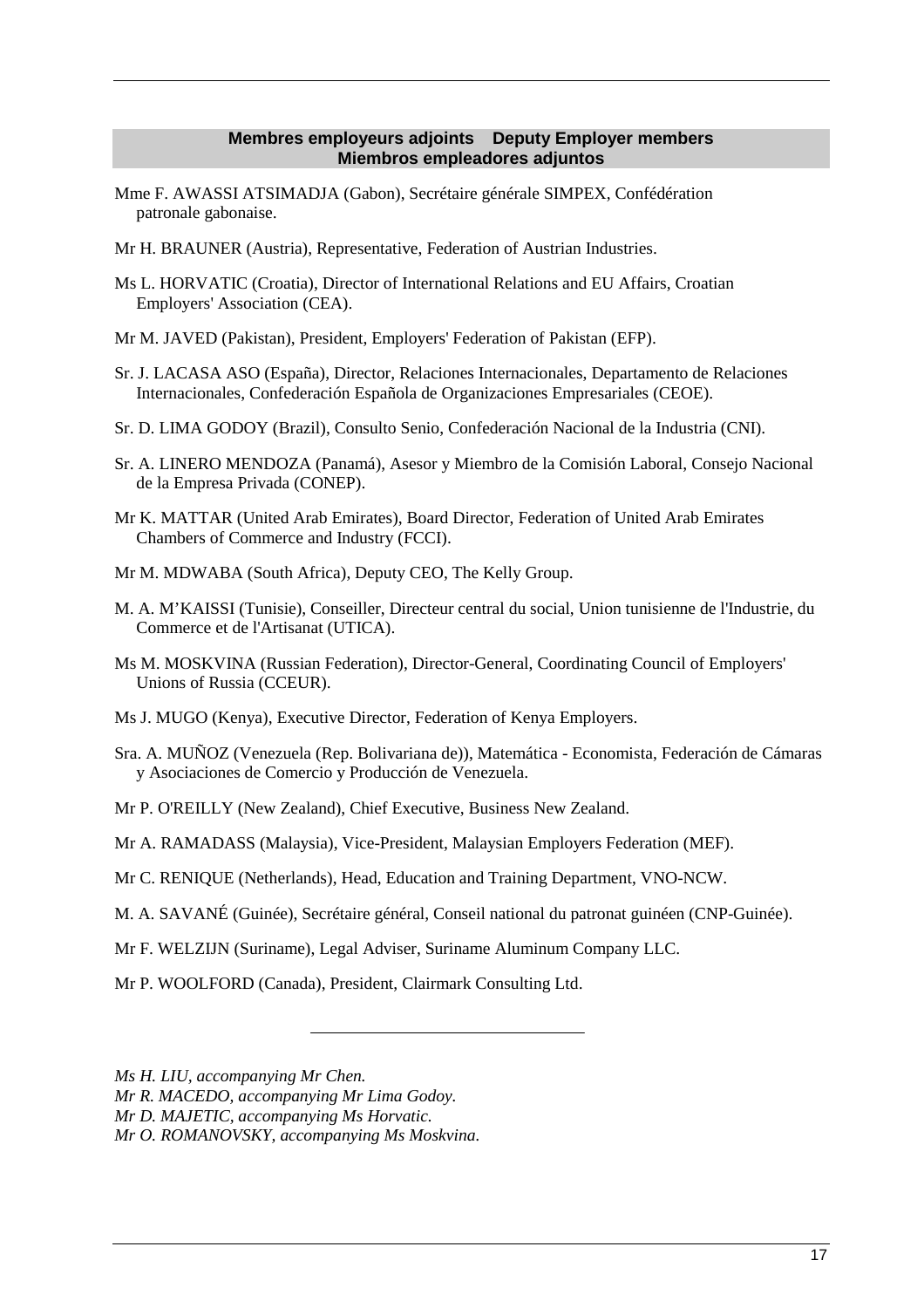## Membres employeurs adjoints Deputy Employer members Miembros empleadores adjuntos

Mme F. AWASSI ATSIMADJA (Gabon), Secrétaire générale SIMPEX, Confédération patronale gabonaise.

Mr H. BRAUNER (Austria), Representative, Federation of Austrian Industries.

Ms L. HORVATIC (Croatia), Director of International Relations and EU Affairs, Croatian Employers' Association (CEA).

Mr M. JAVED (Pakistan), President, Employers' Federation of Pakistan (EFP).

Sr. J. LACASA ASO (España), Director, Relaciones Internacionales, Departamento de Relaciones Internacionales, Confederación Española de Organizaciones Empresariales (CEOE).

Sr. D. LIMA GODOY (Brazil), Consulto Senio, Confederación Nacional de la Industria (CNI).

Sr. A. LINERO MENDOZA (Panamá), Asesor y Miembro de la Comisión Laboral, Consejo Nacional de la Empresa Privada (CONEP).

Mr K. MATTAR (United Arab Emirates), Board Director, Federation of United Arab Emirates Chambers of Commerce and Industry (FCCI).

Mr M. MDWABA (South Africa), Deputy CEO, The Kelly Group.

M. A. M'KAISSI (Tunisie), Conseiller, Directeur central du social, Union tunisienne de l'Industrie, du Commerce et de l'Artisanat (UTICA).

Ms M. MOSKVINA (Russian Federation), Director-General, Coordinating Council of Employers' Unions of Russia (CCEUR).

Ms J. MUGO (Kenya), Executive Director, Federation of Kenya Employers.

Sra. A. MUÑOZ (Venezuela (Rep. Bolivariana de)), Matemática - Economista, Federación de Cámaras y Asociaciones de Comercio y Producción de Venezuela.

Mr P. O'REILLY (New Zealand), Chief Executive, Business New Zealand.

Mr A. RAMADASS (Malaysia), Vice-President, Malaysian Employers Federation (MEF).

Mr C. RENIQUE (Netherlands), Head, Education and Training Department, VNO-NCW.

M. A. SAVANÉ (Guinée), Secrétaire général, Conseil national du patronat guinéen (CNP-Guinée).

Mr F. WELZIJN (Suriname), Legal Adviser, Suriname Aluminum Company LLC.

Mr P. WOOLFORD (Canada), President, Clairmark Consulting Ltd.

---

*Ms H. LIU, accompanying Mr Chen.*
*Mr R. MACEDO, accompanying Mr Lima Godoy.*
*Mr D. MAJETIC, accompanying Ms Horvatic.*
*Mr O. ROMANOVSKY, accompanying Ms Moskvina.*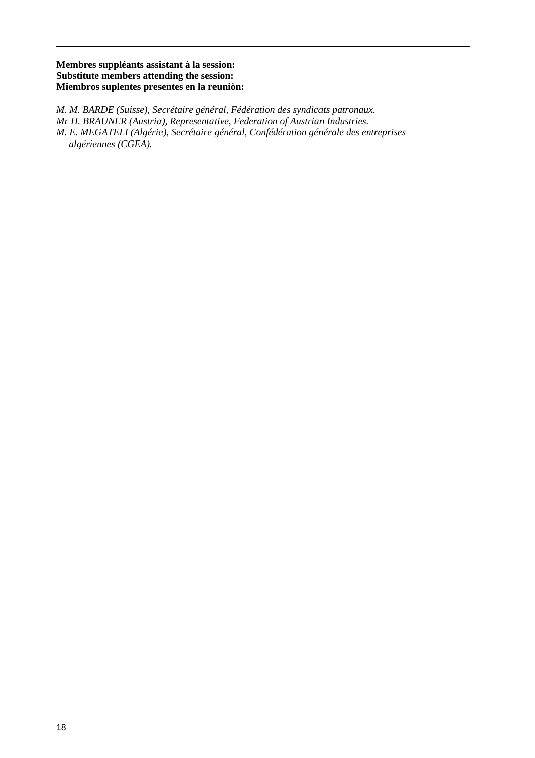**Membres suppléants assistant à la session:**
**Substitute members attending the session:**
**Miembros suplentes presentes en la reuniòn:**

*M. M. BARDE (Suisse), Secrétaire général, Fédération des syndicats patronaux.*
*Mr H. BRAUNER (Austria), Representative, Federation of Austrian Industries.*
*M. E. MEGATELI (Algérie), Secrétaire général, Confédération générale des entreprises algériennes (CGEA).*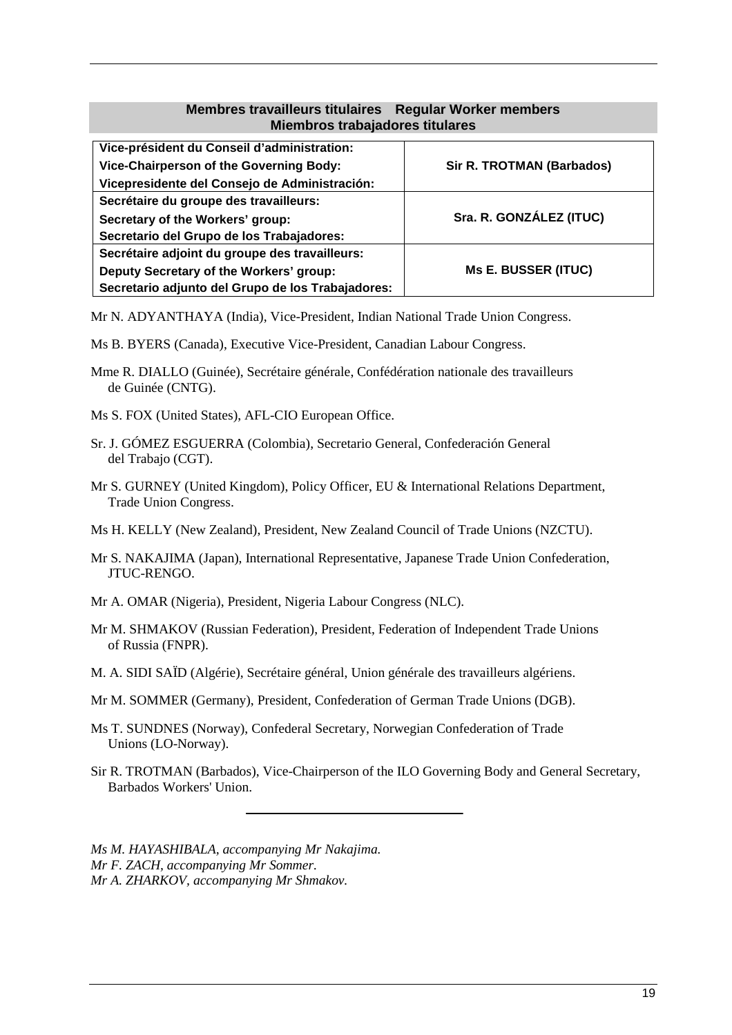## Membres travailleurs titulaires Regular Worker members Miembros trabajadores titulares

| | |
|---|---|
| **Vice-président du Conseil d'administration:**<br>**Vice-Chairperson of the Governing Body:**<br>**Vicepresidente del Consejo de Administración:** | **Sir R. TROTMAN (Barbados)** |
| **Secrétaire du groupe des travailleurs:**<br>**Secretary of the Workers' group:**<br>**Secretario del Grupo de los Trabajadores:** | **Sra. R. GONZÁLEZ (ITUC)** |
| **Secrétaire adjoint du groupe des travailleurs:**<br>**Deputy Secretary of the Workers' group:**<br>**Secretario adjunto del Grupo de los Trabajadores:** | **Ms E. BUSSER (ITUC)** |

Mr N. ADYANTHAYA (India), Vice-President, Indian National Trade Union Congress.

Ms B. BYERS (Canada), Executive Vice-President, Canadian Labour Congress.

Mme R. DIALLO (Guinée), Secrétaire générale, Confédération nationale des travailleurs de Guinée (CNTG).

Ms S. FOX (United States), AFL-CIO European Office.

Sr. J. GÓMEZ ESGUERRA (Colombia), Secretario General, Confederación General del Trabajo (CGT).

Mr S. GURNEY (United Kingdom), Policy Officer, EU & International Relations Department, Trade Union Congress.

Ms H. KELLY (New Zealand), President, New Zealand Council of Trade Unions (NZCTU).

Mr S. NAKAJIMA (Japan), International Representative, Japanese Trade Union Confederation, JTUC-RENGO.

Mr A. OMAR (Nigeria), President, Nigeria Labour Congress (NLC).

Mr M. SHMAKOV (Russian Federation), President, Federation of Independent Trade Unions of Russia (FNPR).

M. A. SIDI SAÏD (Algérie), Secrétaire général, Union générale des travailleurs algériens.

Mr M. SOMMER (Germany), President, Confederation of German Trade Unions (DGB).

Ms T. SUNDNES (Norway), Confederal Secretary, Norwegian Confederation of Trade Unions (LO-Norway).

Sir R. TROTMAN (Barbados), Vice-Chairperson of the ILO Governing Body and General Secretary, Barbados Workers' Union.

---

*Ms M. HAYASHIBALA, accompanying Mr Nakajima.*
*Mr F. ZACH, accompanying Mr Sommer.*
*Mr A. ZHARKOV, accompanying Mr Shmakov.*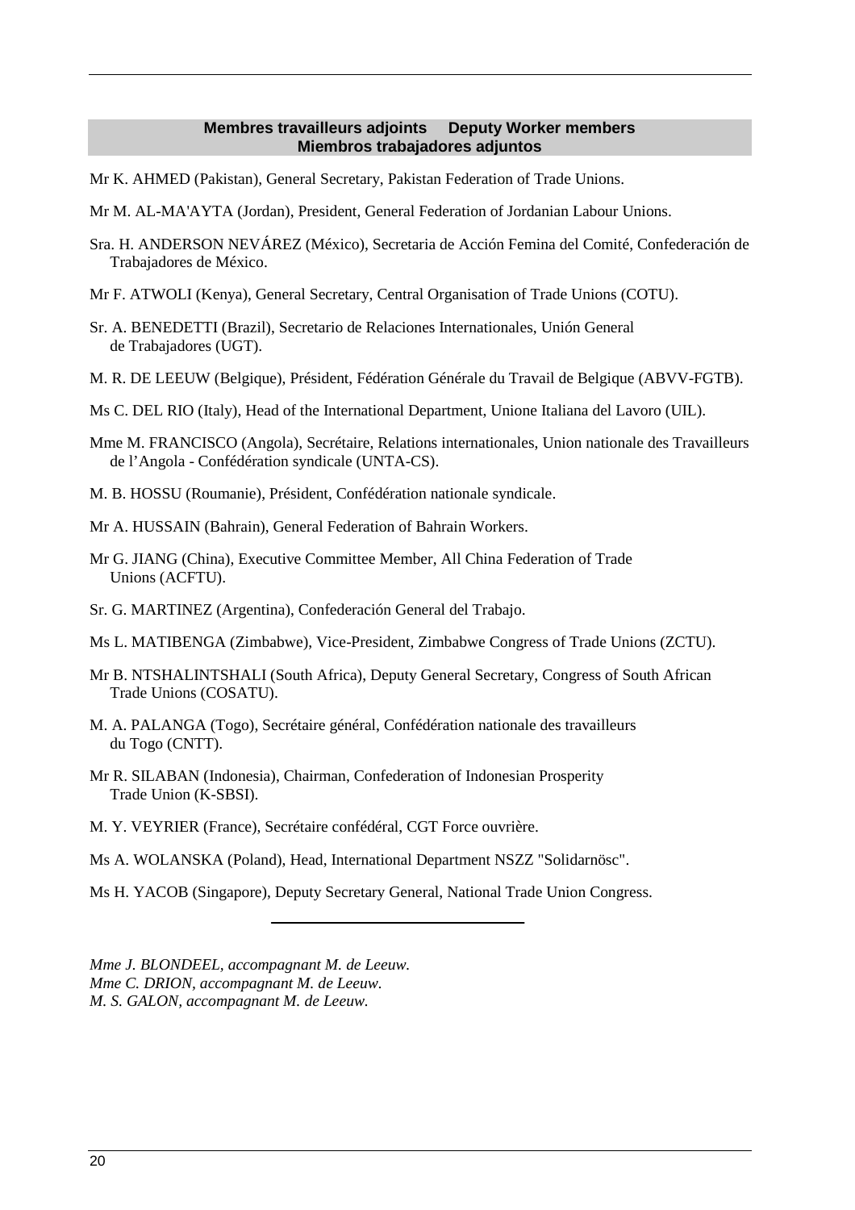## Membres travailleurs adjoints     Deputy Worker members
## Miembros trabajadores adjuntos

Mr K. AHMED (Pakistan), General Secretary, Pakistan Federation of Trade Unions.

Mr M. AL-MA'AYTA (Jordan), President, General Federation of Jordanian Labour Unions.

Sra. H. ANDERSON NEVÁREZ (México), Secretaria de Acción Femina del Comité, Confederación de Trabajadores de México.

Mr F. ATWOLI (Kenya), General Secretary, Central Organisation of Trade Unions (COTU).

Sr. A. BENEDETTI (Brazil), Secretario de Relaciones Internationales, Unión General de Trabajadores (UGT).

M. R. DE LEEUW (Belgique), Président, Fédération Générale du Travail de Belgique (ABVV-FGTB).

Ms C. DEL RIO (Italy), Head of the International Department, Unione Italiana del Lavoro (UIL).

Mme M. FRANCISCO (Angola), Secrétaire, Relations internationales, Union nationale des Travailleurs de l'Angola - Confédération syndicale (UNTA-CS).

M. B. HOSSU (Roumanie), Président, Confédération nationale syndicale.

Mr A. HUSSAIN (Bahrain), General Federation of Bahrain Workers.

Mr G. JIANG (China), Executive Committee Member, All China Federation of Trade Unions (ACFTU).

Sr. G. MARTINEZ (Argentina), Confederación General del Trabajo.

Ms L. MATIBENGA (Zimbabwe), Vice-President, Zimbabwe Congress of Trade Unions (ZCTU).

Mr B. NTSHALINTSHALI (South Africa), Deputy General Secretary, Congress of South African Trade Unions (COSATU).

M. A. PALANGA (Togo), Secrétaire général, Confédération nationale des travailleurs du Togo (CNTT).

Mr R. SILABAN (Indonesia), Chairman, Confederation of Indonesian Prosperity Trade Union (K-SBSI).

M. Y. VEYRIER (France), Secrétaire confédéral, CGT Force ouvrière.

Ms A. WOLANSKA (Poland), Head, International Department NSZZ "Solidarnösc".

Ms H. YACOB (Singapore), Deputy Secretary General, National Trade Union Congress.

---

*Mme J. BLONDEEL, accompagnant M. de Leeuw.*
*Mme C. DRION, accompagnant M. de Leeuw.*
*M. S. GALON, accompagnant M. de Leeuw.*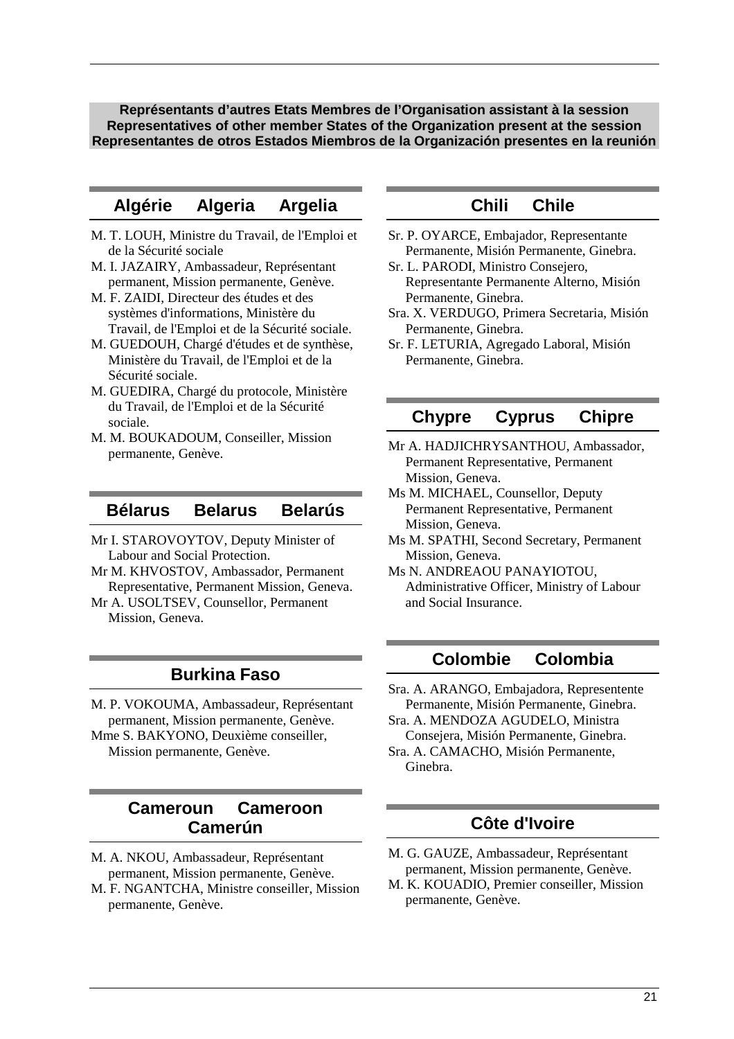**Représentants d'autres Etats Membres de l'Organisation assistant à la session**
**Representatives of other member States of the Organization present at the session**
**Representantes de otros Estados Miembros de la Organización presentes en la reunión**

## Algérie Algeria Argelia

M. T. LOUH, Ministre du Travail, de l'Emploi et de la Sécurité sociale

M. I. JAZAIRY, Ambassadeur, Représentant permanent, Mission permanente, Genève.

M. F. ZAIDI, Directeur des études et des systèmes d'informations, Ministère du Travail, de l'Emploi et de la Sécurité sociale.

M. GUEDOUH, Chargé d'études et de synthèse, Ministère du Travail, de l'Emploi et de la Sécurité sociale.

M. GUEDIRA, Chargé du protocole, Ministère du Travail, de l'Emploi et de la Sécurité sociale.

M. M. BOUKADOUM, Conseiller, Mission permanente, Genève.

## Bélarus Belarus Belarús

Mr I. STAROVOYTOV, Deputy Minister of Labour and Social Protection.

Mr M. KHVOSTOV, Ambassador, Permanent Representative, Permanent Mission, Geneva.

Mr A. USOLTSEV, Counsellor, Permanent Mission, Geneva.

## Burkina Faso

M. P. VOKOUMA, Ambassadeur, Représentant permanent, Mission permanente, Genève.

Mme S. BAKYONO, Deuxième conseiller, Mission permanente, Genève.

## Cameroun Cameroon Camerún

M. A. NKOU, Ambassadeur, Représentant permanent, Mission permanente, Genève.

M. F. NGANTCHA, Ministre conseiller, Mission permanente, Genève.

## Chili Chile

Sr. P. OYARCE, Embajador, Representante Permanente, Misión Permanente, Ginebra.

Sr. L. PARODI, Ministro Consejero, Representante Permanente Alterno, Misión Permanente, Ginebra.

Sra. X. VERDUGO, Primera Secretaria, Misión Permanente, Ginebra.

Sr. F. LETURIA, Agregado Laboral, Misión Permanente, Ginebra.

## Chypre Cyprus Chipre

Mr A. HADJICHRYSANTHOU, Ambassador, Permanent Representative, Permanent Mission, Geneva.

Ms M. MICHAEL, Counsellor, Deputy Permanent Representative, Permanent Mission, Geneva.

Ms M. SPATHI, Second Secretary, Permanent Mission, Geneva.

Ms N. ANDREAOU PANAYIOTOU, Administrative Officer, Ministry of Labour and Social Insurance.

## Colombie Colombia

Sra. A. ARANGO, Embajadora, Representente Permanente, Misión Permanente, Ginebra.

Sra. A. MENDOZA AGUDELO, Ministra Consejera, Misión Permanente, Ginebra.

Sra. A. CAMACHO, Misión Permanente, Ginebra.

## Côte d'Ivoire

M. G. GAUZE, Ambassadeur, Représentant permanent, Mission permanente, Genève.

M. K. KOUADIO, Premier conseiller, Mission permanente, Genève.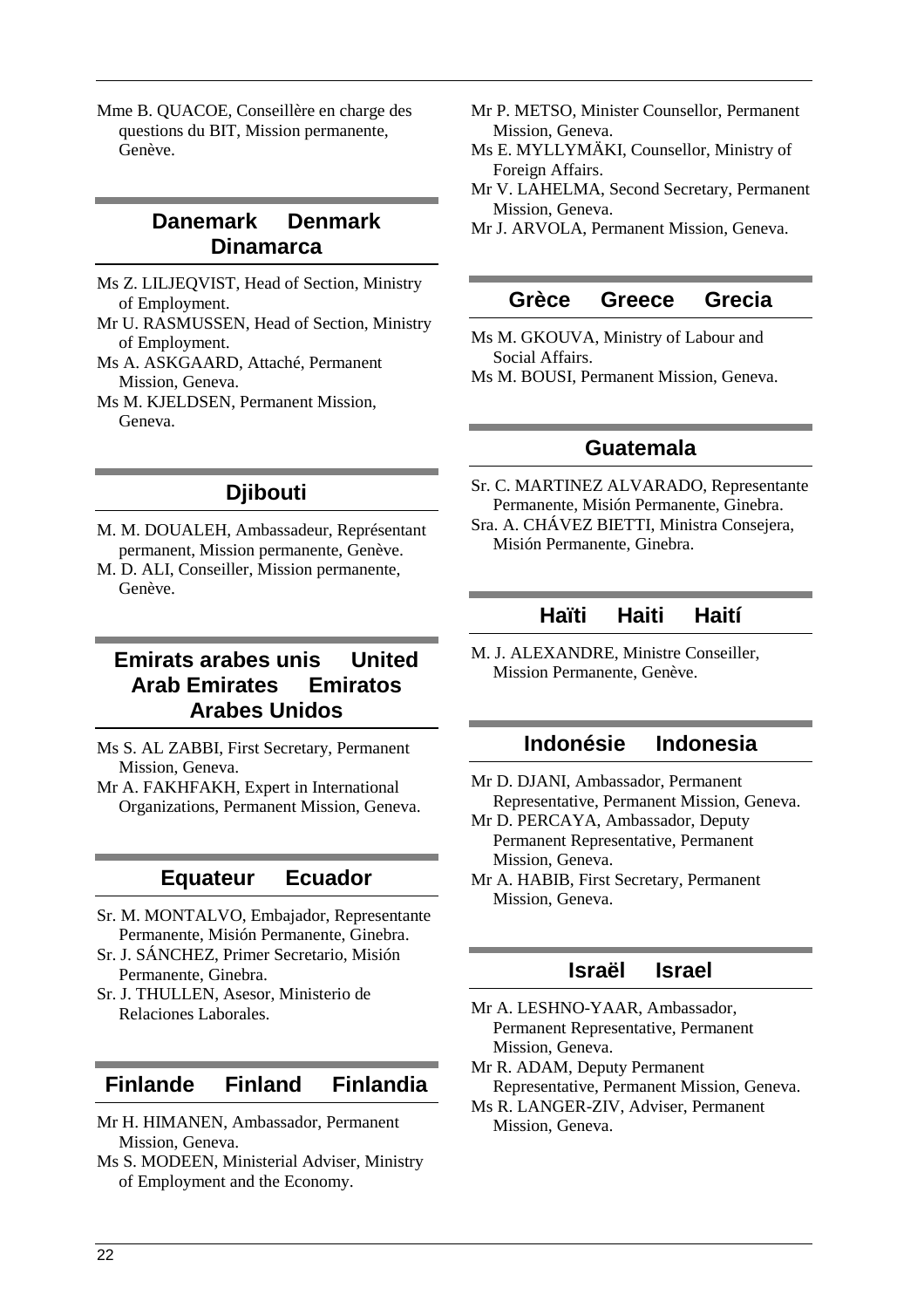Mme B. QUACOE, Conseillère en charge des questions du BIT, Mission permanente, Genève.

## Danemark Denmark Dinamarca

Ms Z. LILJEQVIST, Head of Section, Ministry of Employment.

Mr U. RASMUSSEN, Head of Section, Ministry of Employment.

Ms A. ASKGAARD, Attaché, Permanent Mission, Geneva.

Ms M. KJELDSEN, Permanent Mission, Geneva.

## Djibouti

M. M. DOUALEH, Ambassadeur, Représentant permanent, Mission permanente, Genève.

M. D. ALI, Conseiller, Mission permanente, Genève.

## Emirats arabes unis United Arab Emirates Emiratos Arabes Unidos

Ms S. AL ZABBI, First Secretary, Permanent Mission, Geneva.

Mr A. FAKHFAKH, Expert in International Organizations, Permanent Mission, Geneva.

## Equateur Ecuador

Sr. M. MONTALVO, Embajador, Representante Permanente, Misión Permanente, Ginebra.

Sr. J. SÁNCHEZ, Primer Secretario, Misión Permanente, Ginebra.

Sr. J. THULLEN, Asesor, Ministerio de Relaciones Laborales.

## Finlande Finland Finlandia

Mr H. HIMANEN, Ambassador, Permanent Mission, Geneva.

Ms S. MODEEN, Ministerial Adviser, Ministry of Employment and the Economy.

Mr P. METSO, Minister Counsellor, Permanent Mission, Geneva.

Ms E. MYLLYMÄKI, Counsellor, Ministry of Foreign Affairs.

Mr V. LAHELMA, Second Secretary, Permanent Mission, Geneva.

Mr J. ARVOLA, Permanent Mission, Geneva.

## Grèce Greece Grecia

Ms M. GKOUVA, Ministry of Labour and Social Affairs.

Ms M. BOUSI, Permanent Mission, Geneva.

## Guatemala

Sr. C. MARTINEZ ALVARADO, Representante Permanente, Misión Permanente, Ginebra.

Sra. A. CHÁVEZ BIETTI, Ministra Consejera, Misión Permanente, Ginebra.

## Haïti Haiti Haití

M. J. ALEXANDRE, Ministre Conseiller, Mission Permanente, Genève.

## Indonésie Indonesia

Mr D. DJANI, Ambassador, Permanent Representative, Permanent Mission, Geneva.

Mr D. PERCAYA, Ambassador, Deputy Permanent Representative, Permanent Mission, Geneva.

Mr A. HABIB, First Secretary, Permanent Mission, Geneva.

## Israël Israel

Mr A. LESHNO-YAAR, Ambassador, Permanent Representative, Permanent Mission, Geneva.

Mr R. ADAM, Deputy Permanent Representative, Permanent Mission, Geneva.

Ms R. LANGER-ZIV, Adviser, Permanent Mission, Geneva.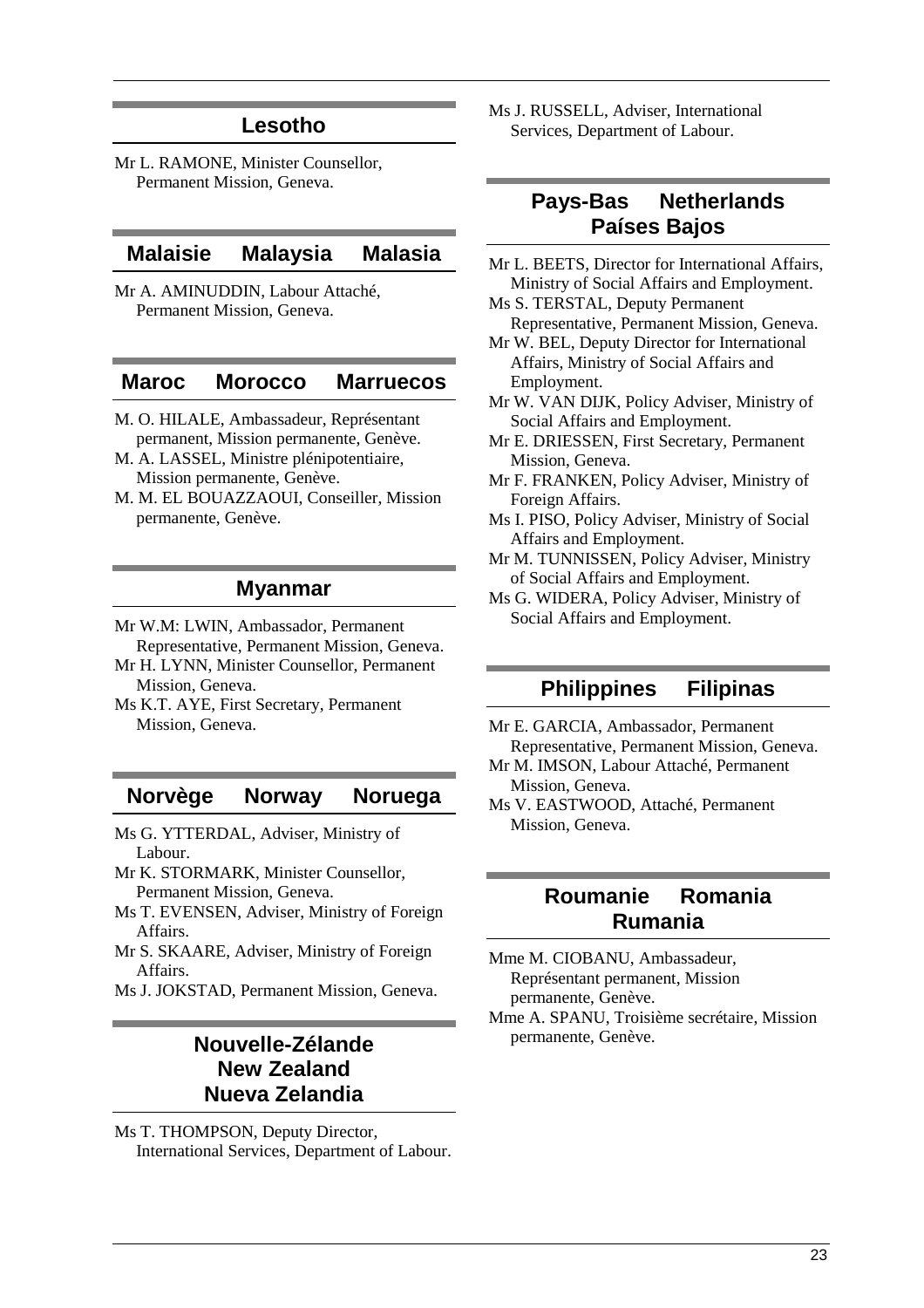## Lesotho

Mr L. RAMONE, Minister Counsellor, Permanent Mission, Geneva.

## Malaisie Malaysia Malasia

Mr A. AMINUDDIN, Labour Attaché, Permanent Mission, Geneva.

## Maroc Morocco Marruecos

M. O. HILALE, Ambassadeur, Représentant permanent, Mission permanente, Genève.

M. A. LASSEL, Ministre plénipotentiaire, Mission permanente, Genève.

M. M. EL BOUAZZAOUI, Conseiller, Mission permanente, Genève.

## Myanmar

Mr W.M: LWIN, Ambassador, Permanent Representative, Permanent Mission, Geneva.

Mr H. LYNN, Minister Counsellor, Permanent Mission, Geneva.

Ms K.T. AYE, First Secretary, Permanent Mission, Geneva.

## Norvège Norway Noruega

Ms G. YTTERDAL, Adviser, Ministry of Labour.

Mr K. STORMARK, Minister Counsellor, Permanent Mission, Geneva.

Ms T. EVENSEN, Adviser, Ministry of Foreign Affairs.

Mr S. SKAARE, Adviser, Ministry of Foreign Affairs.

Ms J. JOKSTAD, Permanent Mission, Geneva.

## Nouvelle-Zélande New Zealand Nueva Zelandia

Ms T. THOMPSON, Deputy Director, International Services, Department of Labour.

Ms J. RUSSELL, Adviser, International Services, Department of Labour.

## Pays-Bas Netherlands Países Bajos

Mr L. BEETS, Director for International Affairs, Ministry of Social Affairs and Employment.

Ms S. TERSTAL, Deputy Permanent Representative, Permanent Mission, Geneva.

Mr W. BEL, Deputy Director for International Affairs, Ministry of Social Affairs and Employment.

Mr W. VAN DIJK, Policy Adviser, Ministry of Social Affairs and Employment.

Mr E. DRIESSEN, First Secretary, Permanent Mission, Geneva.

Mr F. FRANKEN, Policy Adviser, Ministry of Foreign Affairs.

Ms I. PISO, Policy Adviser, Ministry of Social Affairs and Employment.

Mr M. TUNNISSEN, Policy Adviser, Ministry of Social Affairs and Employment.

Ms G. WIDERA, Policy Adviser, Ministry of Social Affairs and Employment.

## Philippines Filipinas

Mr E. GARCIA, Ambassador, Permanent Representative, Permanent Mission, Geneva.

Mr M. IMSON, Labour Attaché, Permanent Mission, Geneva.

Ms V. EASTWOOD, Attaché, Permanent Mission, Geneva.

## Roumanie Romania Rumania

Mme M. CIOBANU, Ambassadeur, Représentant permanent, Mission permanente, Genève.

Mme A. SPANU, Troisième secrétaire, Mission permanente, Genève.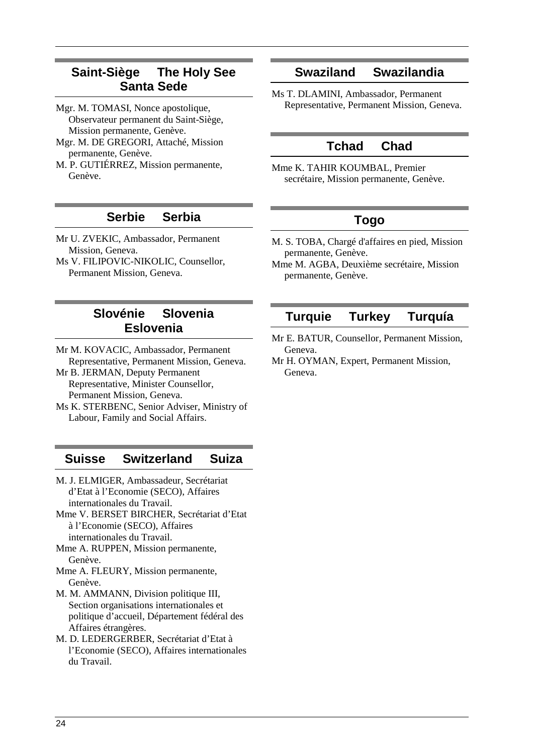## Saint-Siège The Holy See Santa Sede

Mgr. M. TOMASI, Nonce apostolique, Observateur permanent du Saint-Siège, Mission permanente, Genève.

Mgr. M. DE GREGORI, Attaché, Mission permanente, Genève.

M. P. GUTIÉRREZ, Mission permanente, Genève.

## Serbie Serbia

Mr U. ZVEKIC, Ambassador, Permanent Mission, Geneva.

Ms V. FILIPOVIC-NIKOLIC, Counsellor, Permanent Mission, Geneva.

## Slovénie Slovenia Eslovenia

Mr M. KOVACIC, Ambassador, Permanent Representative, Permanent Mission, Geneva.

Mr B. JERMAN, Deputy Permanent Representative, Minister Counsellor, Permanent Mission, Geneva.

Ms K. STERBENC, Senior Adviser, Ministry of Labour, Family and Social Affairs.

## Suisse Switzerland Suiza

M. J. ELMIGER, Ambassadeur, Secrétariat d'Etat à l'Economie (SECO), Affaires internationales du Travail.

Mme V. BERSET BIRCHER, Secrétariat d'Etat à l'Economie (SECO), Affaires internationales du Travail.

Mme A. RUPPEN, Mission permanente, Genève.

Mme A. FLEURY, Mission permanente, Genève.

M. M. AMMANN, Division politique III, Section organisations internationales et politique d'accueil, Département fédéral des Affaires étrangères.

M. D. LEDERGERBER, Secrétariat d'Etat à l'Economie (SECO), Affaires internationales du Travail.

## Swaziland Swazilandia

Ms T. DLAMINI, Ambassador, Permanent Representative, Permanent Mission, Geneva.

## Tchad Chad

Mme K. TAHIR KOUMBAL, Premier secrétaire, Mission permanente, Genève.

## Togo

M. S. TOBA, Chargé d'affaires en pied, Mission permanente, Genève.

Mme M. AGBA, Deuxième secrétaire, Mission permanente, Genève.

## Turquie Turkey Turquía

Mr E. BATUR, Counsellor, Permanent Mission, Geneva.

Mr H. OYMAN, Expert, Permanent Mission, Geneva.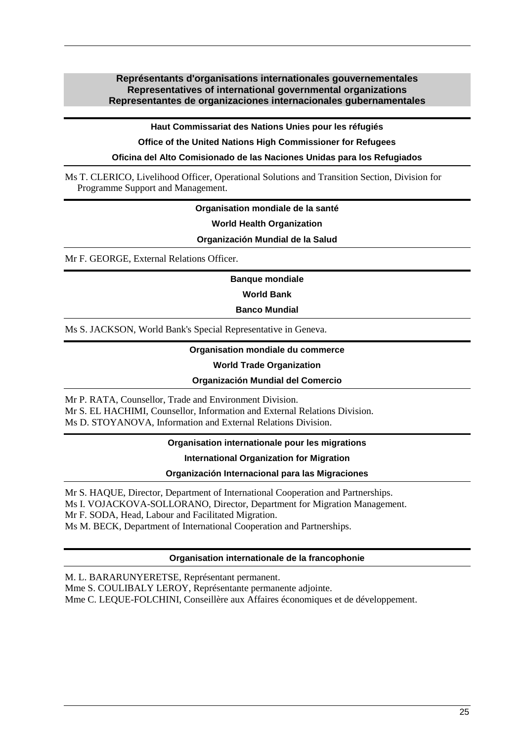## Représentants d'organisations internationales gouvernementales
## Representatives of international governmental organizations
## Representantes de organizaciones internacionales gubernamentales

### Haut Commissariat des Nations Unies pour les réfugiés

### Office of the United Nations High Commissioner for Refugees

### Oficina del Alto Comisionado de las Naciones Unidas para los Refugiados

Ms T. CLERICO, Livelihood Officer, Operational Solutions and Transition Section, Division for Programme Support and Management.

### Organisation mondiale de la santé

### World Health Organization

### Organización Mundial de la Salud

Mr F. GEORGE, External Relations Officer.

### Banque mondiale

### World Bank

### Banco Mundial

Ms S. JACKSON, World Bank's Special Representative in Geneva.

### Organisation mondiale du commerce

### World Trade Organization

### Organización Mundial del Comercio

Mr P. RATA, Counsellor, Trade and Environment Division.
Mr S. EL HACHIMI, Counsellor, Information and External Relations Division.
Ms D. STOYANOVA, Information and External Relations Division.

### Organisation internationale pour les migrations

### International Organization for Migration

### Organización Internacional para las Migraciones

Mr S. HAQUE, Director, Department of International Cooperation and Partnerships.
Ms I. VOJACKOVA-SOLLORANO, Director, Department for Migration Management.
Mr F. SODA, Head, Labour and Facilitated Migration.
Ms M. BECK, Department of International Cooperation and Partnerships.

### Organisation internationale de la francophonie

M. L. BARARUNYERETSE, Représentant permanent.
Mme S. COULIBALY LEROY, Représentante permanente adjointe.
Mme C. LEQUE-FOLCHINI, Conseillère aux Affaires économiques et de développement.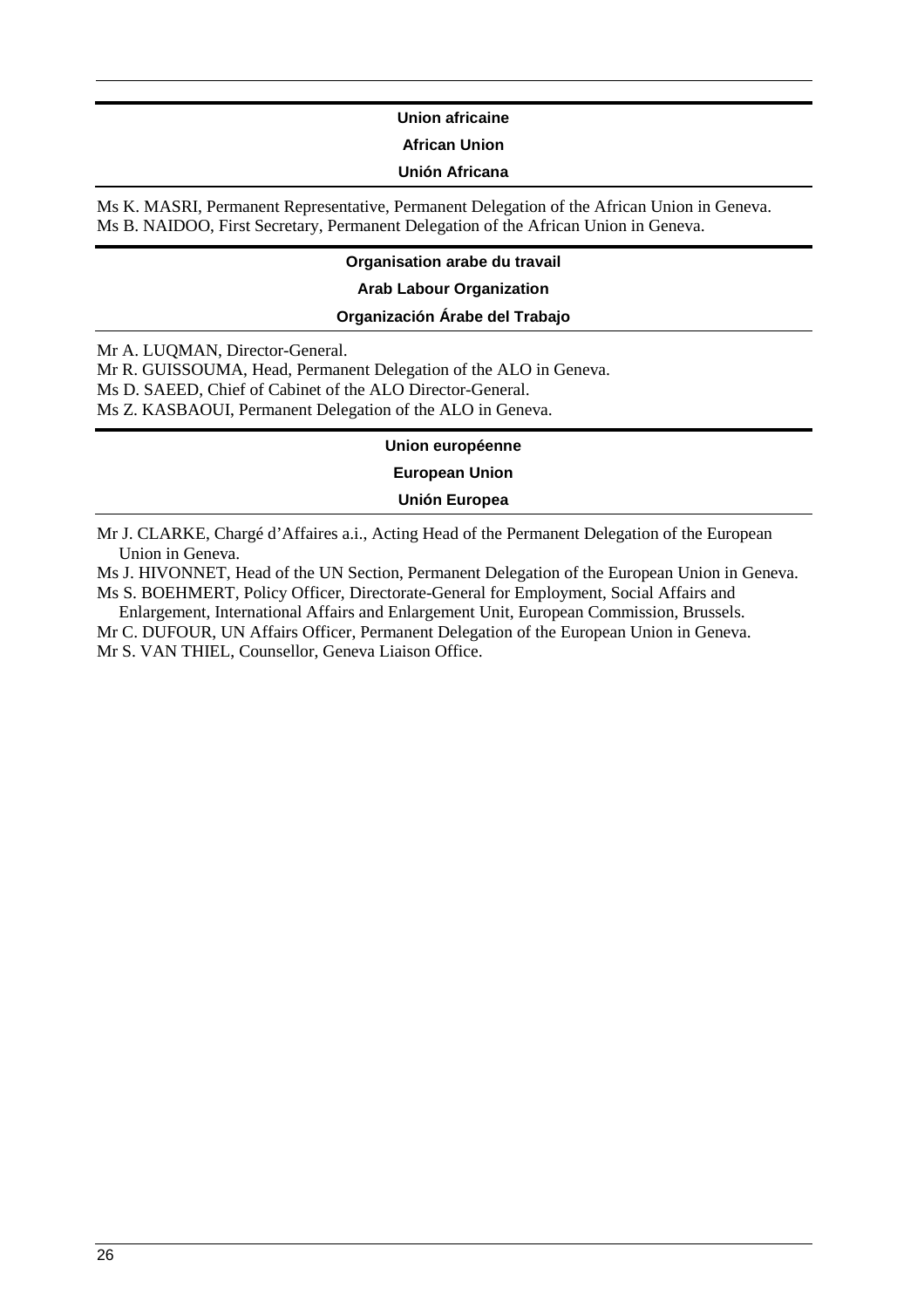### Union africaine

### African Union

### Unión Africana

Ms K. MASRI, Permanent Representative, Permanent Delegation of the African Union in Geneva.
Ms B. NAIDOO, First Secretary, Permanent Delegation of the African Union in Geneva.

### Organisation arabe du travail

### Arab Labour Organization

### Organización Árabe del Trabajo

Mr A. LUQMAN, Director-General.
Mr R. GUISSOUMA, Head, Permanent Delegation of the ALO in Geneva.
Ms D. SAEED, Chief of Cabinet of the ALO Director-General.
Ms Z. KASBAOUI, Permanent Delegation of the ALO in Geneva.

### Union européenne

### European Union

### Unión Europea

Mr J. CLARKE, Chargé d'Affaires a.i., Acting Head of the Permanent Delegation of the European Union in Geneva.

Ms J. HIVONNET, Head of the UN Section, Permanent Delegation of the European Union in Geneva.

Ms S. BOEHMERT, Policy Officer, Directorate-General for Employment, Social Affairs and Enlargement, International Affairs and Enlargement Unit, European Commission, Brussels.

Mr C. DUFOUR, UN Affairs Officer, Permanent Delegation of the European Union in Geneva.

Mr S. VAN THIEL, Counsellor, Geneva Liaison Office.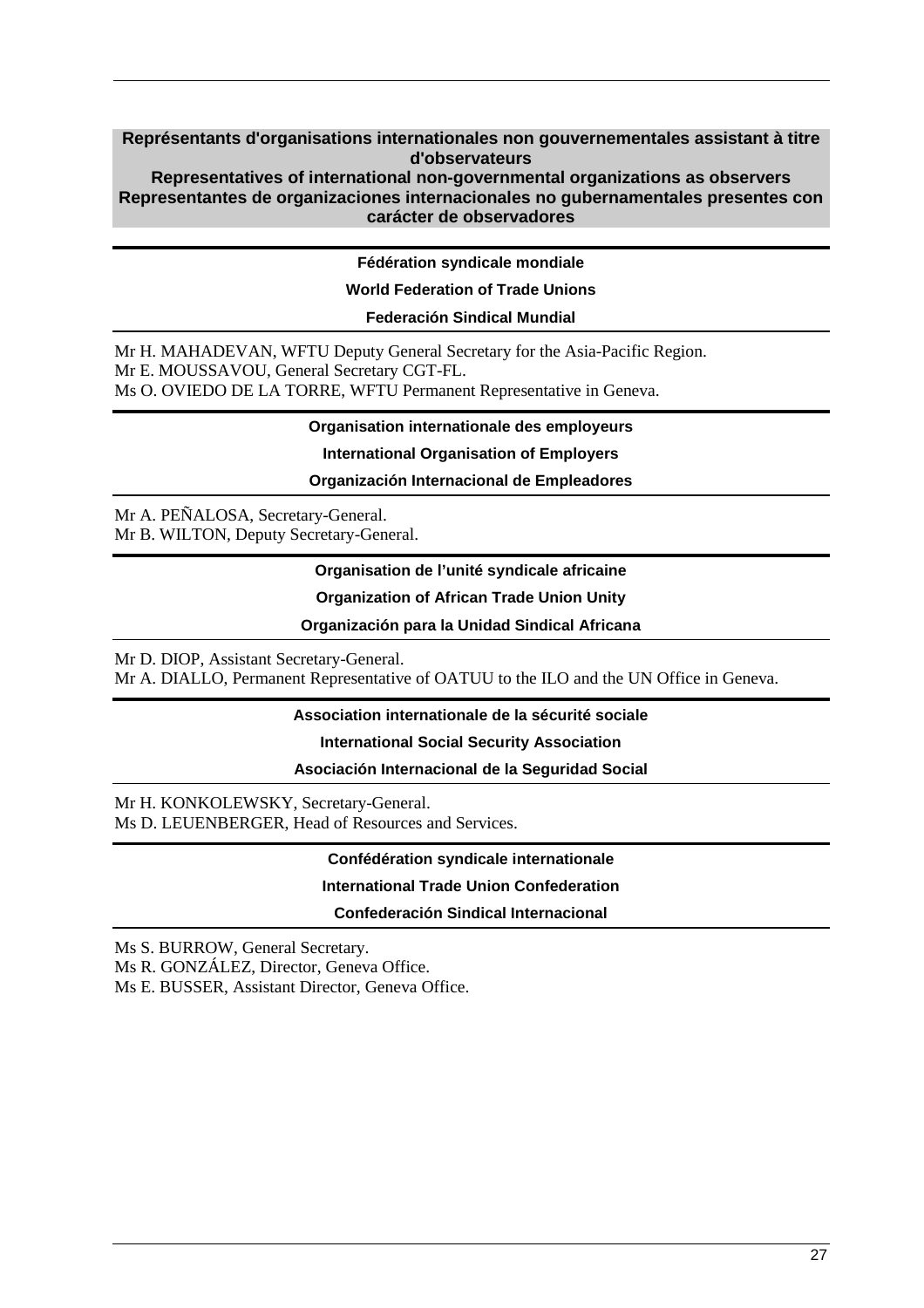## Représentants d'organisations internationales non gouvernementales assistant à titre d'observateurs
## Representatives of international non-governmental organizations as observers
## Representantes de organizaciones internacionales no gubernamentales presentes con carácter de observadores

### Fédération syndicale mondiale
### World Federation of Trade Unions
### Federación Sindical Mundial

Mr H. MAHADEVAN, WFTU Deputy General Secretary for the Asia-Pacific Region.
Mr E. MOUSSAVOU, General Secretary CGT-FL.
Ms O. OVIEDO DE LA TORRE, WFTU Permanent Representative in Geneva.

### Organisation internationale des employeurs
### International Organisation of Employers
### Organización Internacional de Empleadores

Mr A. PEÑALOSA, Secretary-General.
Mr B. WILTON, Deputy Secretary-General.

### Organisation de l'unité syndicale africaine
### Organization of African Trade Union Unity
### Organización para la Unidad Sindical Africana

Mr D. DIOP, Assistant Secretary-General.
Mr A. DIALLO, Permanent Representative of OATUU to the ILO and the UN Office in Geneva.

### Association internationale de la sécurité sociale
### International Social Security Association
### Asociación Internacional de la Seguridad Social

Mr H. KONKOLEWSKY, Secretary-General.
Ms D. LEUENBERGER, Head of Resources and Services.

### Confédération syndicale internationale
### International Trade Union Confederation
### Confederación Sindical Internacional

Ms S. BURROW, General Secretary.
Ms R. GONZÁLEZ, Director, Geneva Office.
Ms E. BUSSER, Assistant Director, Geneva Office.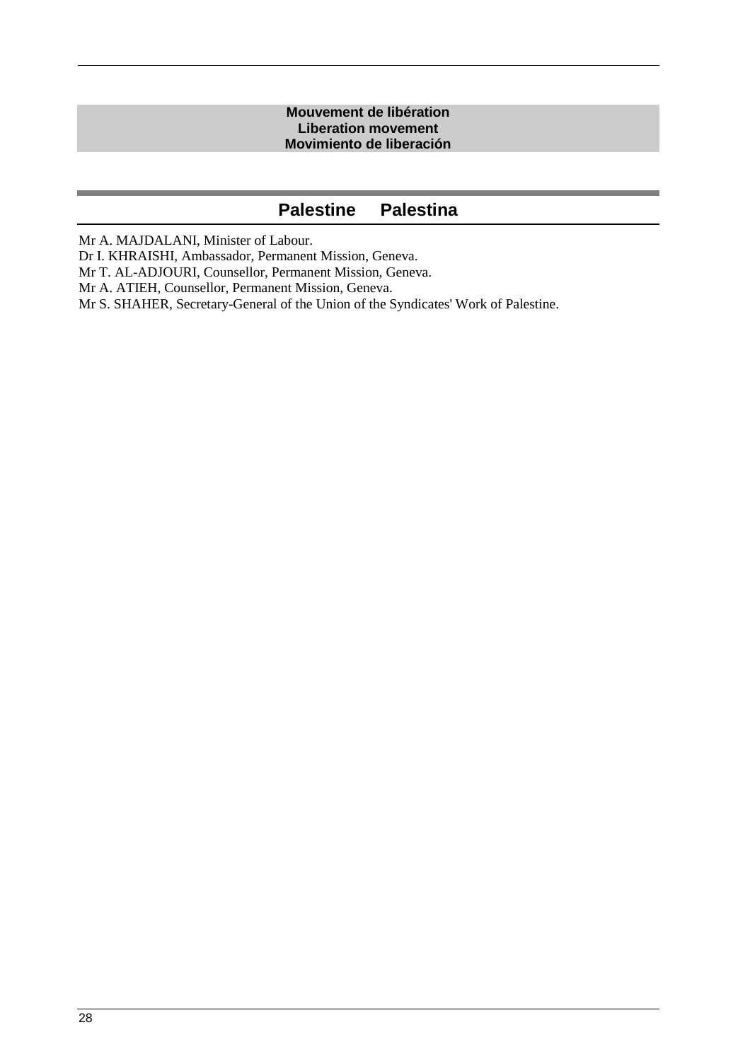**Mouvement de libération**
**Liberation movement**
**Movimiento de liberación**

## Palestine Palestina

Mr A. MAJDALANI, Minister of Labour.
Dr I. KHRAISHI, Ambassador, Permanent Mission, Geneva.
Mr T. AL-ADJOURI, Counsellor, Permanent Mission, Geneva.
Mr A. ATIEH, Counsellor, Permanent Mission, Geneva.
Mr S. SHAHER, Secretary-General of the Union of the Syndicates' Work of Palestine.